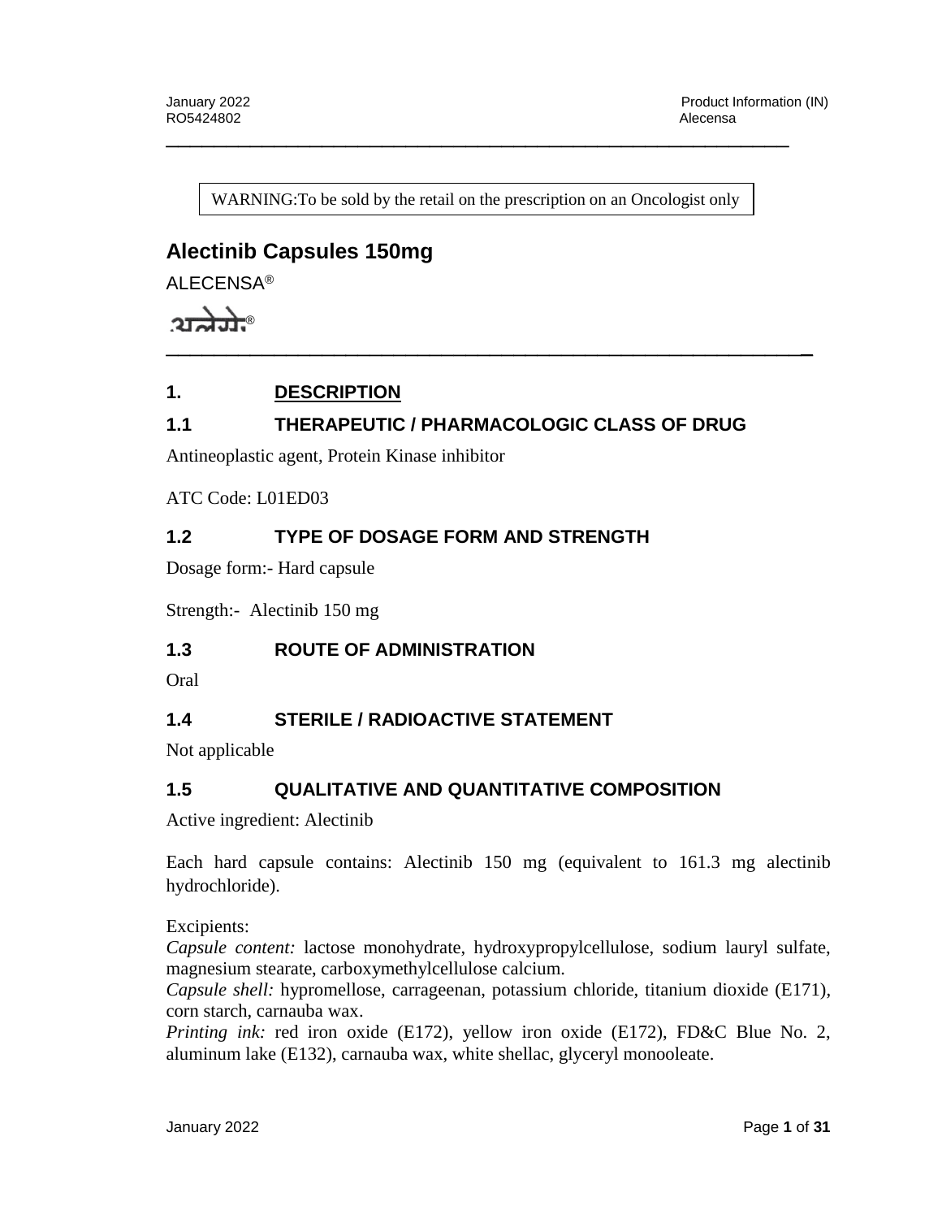WARNING:To be sold by the retail on the prescription on an Oncologist only

# Alectinib Capsules 150mg

ALECENSA®

अलेसेः®

## 1. DESCRIPTION

### 1.1 THERAPEUTIC / PHARMACOLOGIC CLASS OF DRUG

Antineoplastic agent, Protein Kinase inhibitor

ATC Code: L01ED03

### 1.2 TYPE OF DOSAGE FORM AND STRENGTH

Dosage form:- Hard capsule

Strength:- Alectinib 150 mg

### 1.3 ROUTE OF ADMINISTRATION

Oral

### 1.4 STERILE / RADIOACTIVE STATEMENT

Not applicable

### 1.5 QUALITATIVE AND QUANTITATIVE COMPOSITION

Active ingredient: Alectinib

Each hard capsule contains: Alectinib 150 mg (equivalent to 161.3 mg alectinib hydrochloride).

Excipients:
*Capsule content:* lactose monohydrate, hydroxypropylcellulose, sodium lauryl sulfate, magnesium stearate, carboxymethylcellulose calcium.
*Capsule shell:* hypromellose, carrageenan, potassium chloride, titanium dioxide (E171), corn starch, carnauba wax.
*Printing ink:* red iron oxide (E172), yellow iron oxide (E172), FD&C Blue No. 2, aluminum lake (E132), carnauba wax, white shellac, glyceryl monooleate.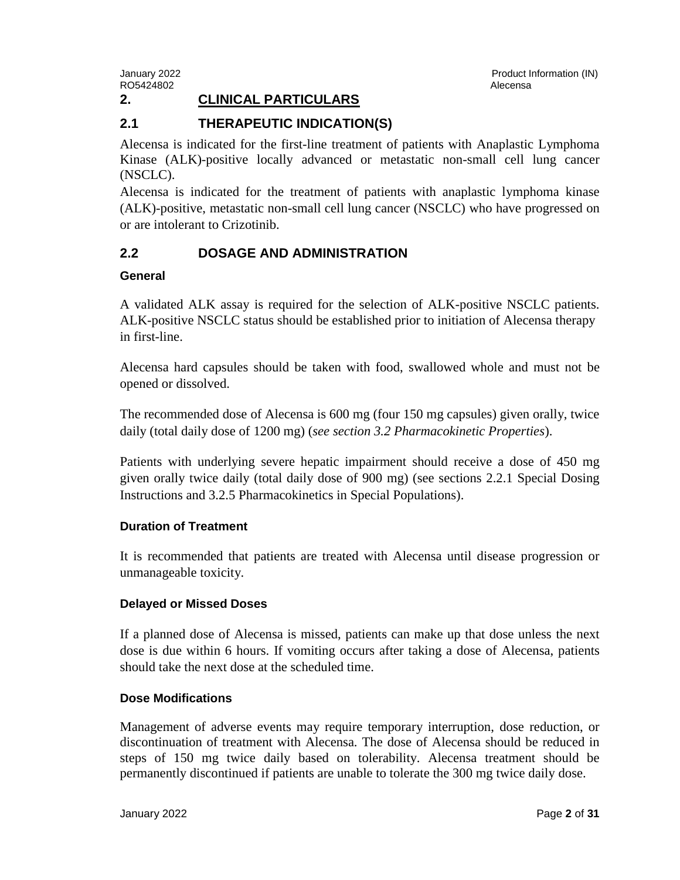## 2. CLINICAL PARTICULARS

### 2.1 THERAPEUTIC INDICATION(S)

Alecensa is indicated for the first-line treatment of patients with Anaplastic Lymphoma Kinase (ALK)-positive locally advanced or metastatic non-small cell lung cancer (NSCLC).

Alecensa is indicated for the treatment of patients with anaplastic lymphoma kinase (ALK)-positive, metastatic non-small cell lung cancer (NSCLC) who have progressed on or are intolerant to Crizotinib.

### 2.2 DOSAGE AND ADMINISTRATION

#### General

A validated ALK assay is required for the selection of ALK-positive NSCLC patients. ALK-positive NSCLC status should be established prior to initiation of Alecensa therapy in first-line.

Alecensa hard capsules should be taken with food, swallowed whole and must not be opened or dissolved.

The recommended dose of Alecensa is 600 mg (four 150 mg capsules) given orally, twice daily (total daily dose of 1200 mg) (*see section 3.2 Pharmacokinetic Properties*).

Patients with underlying severe hepatic impairment should receive a dose of 450 mg given orally twice daily (total daily dose of 900 mg) (see sections 2.2.1 Special Dosing Instructions and 3.2.5 Pharmacokinetics in Special Populations).

#### Duration of Treatment

It is recommended that patients are treated with Alecensa until disease progression or unmanageable toxicity.

#### Delayed or Missed Doses

If a planned dose of Alecensa is missed, patients can make up that dose unless the next dose is due within 6 hours. If vomiting occurs after taking a dose of Alecensa, patients should take the next dose at the scheduled time.

#### Dose Modifications

Management of adverse events may require temporary interruption, dose reduction, or discontinuation of treatment with Alecensa. The dose of Alecensa should be reduced in steps of 150 mg twice daily based on tolerability. Alecensa treatment should be permanently discontinued if patients are unable to tolerate the 300 mg twice daily dose.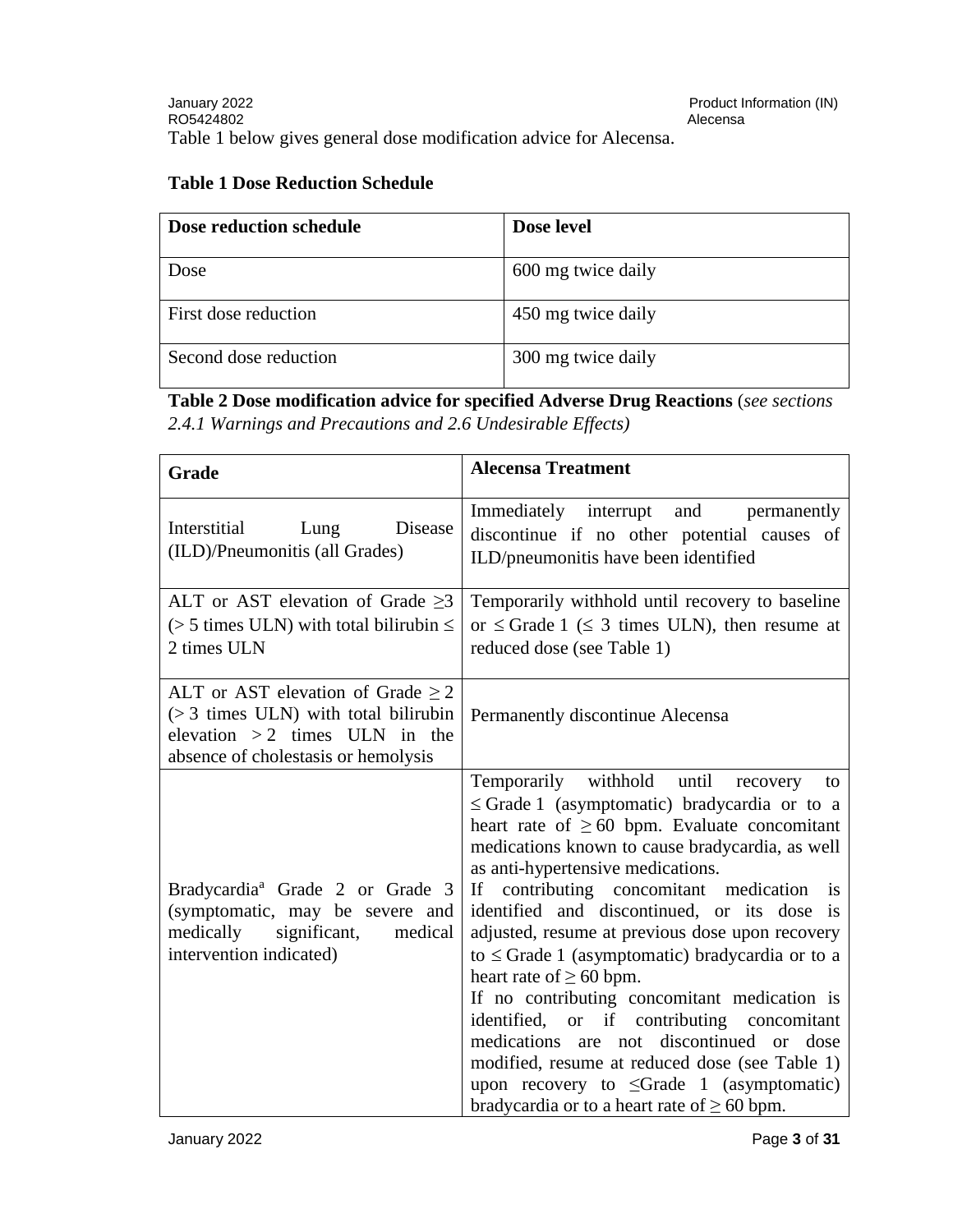Table 1 below gives general dose modification advice for Alecensa.

**Table 1 Dose Reduction Schedule**

| Dose reduction schedule | Dose level |
|---|---|
| Dose | 600 mg twice daily |
| First dose reduction | 450 mg twice daily |
| Second dose reduction | 300 mg twice daily |

**Table 2 Dose modification advice for specified Adverse Drug Reactions** (*see sections 2.4.1 Warnings and Precautions and 2.6 Undesirable Effects)*

| Grade | Alecensa Treatment |
|---|---|
| Interstitial Lung Disease (ILD)/Pneumonitis (all Grades) | Immediately interrupt and permanently discontinue if no other potential causes of ILD/pneumonitis have been identified |
| ALT or AST elevation of Grade ≥3 (> 5 times ULN) with total bilirubin ≤ 2 times ULN | Temporarily withhold until recovery to baseline or ≤ Grade 1 (≤ 3 times ULN), then resume at reduced dose (see Table 1) |
| ALT or AST elevation of Grade ≥ 2 (> 3 times ULN) with total bilirubin elevation > 2 times ULN in the absence of cholestasis or hemolysis | Permanently discontinue Alecensa |
| Bradycardia[a] Grade 2 or Grade 3 (symptomatic, may be severe and medically significant, medical intervention indicated) | Temporarily withhold until recovery to ≤ Grade 1 (asymptomatic) bradycardia or to a heart rate of ≥ 60 bpm. Evaluate concomitant medications known to cause bradycardia, as well as anti-hypertensive medications.<br>If contributing concomitant medication is identified and discontinued, or its dose is adjusted, resume at previous dose upon recovery to ≤ Grade 1 (asymptomatic) bradycardia or to a heart rate of ≥ 60 bpm.<br>If no contributing concomitant medication is identified, or if contributing concomitant medications are not discontinued or dose modified, resume at reduced dose (see Table 1) upon recovery to ≤Grade 1 (asymptomatic) bradycardia or to a heart rate of ≥ 60 bpm. |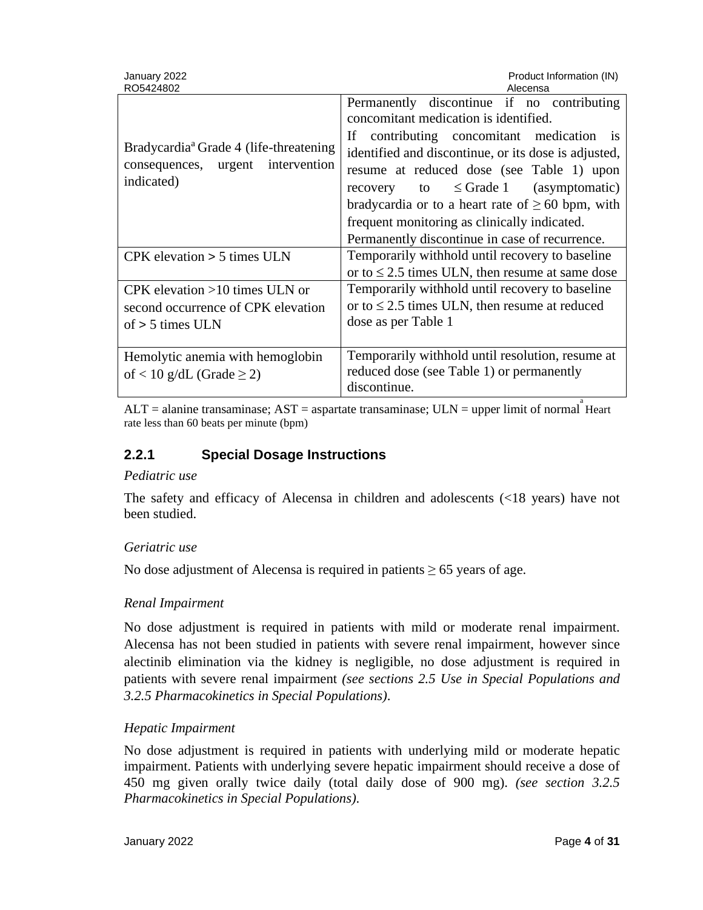| | |
|---|---|
| Bradycardia[a] Grade 4 (life-threatening consequences, urgent intervention indicated) | Permanently discontinue if no contributing concomitant medication is identified.<br>If contributing concomitant medication is identified and discontinue, or its dose is adjusted, resume at reduced dose (see Table 1) upon recovery to ≤ Grade 1 (asymptomatic) bradycardia or to a heart rate of ≥ 60 bpm, with frequent monitoring as clinically indicated.<br>Permanently discontinue in case of recurrence. |
| CPK elevation > 5 times ULN | Temporarily withhold until recovery to baseline or to ≤ 2.5 times ULN, then resume at same dose |
| CPK elevation >10 times ULN or second occurrence of CPK elevation of > 5 times ULN | Temporarily withhold until recovery to baseline or to ≤ 2.5 times ULN, then resume at reduced dose as per Table 1 |
| Hemolytic anemia with hemoglobin of < 10 g/dL (Grade ≥ 2) | Temporarily withhold until resolution, resume at reduced dose (see Table 1) or permanently discontinue. |

ALT = alanine transaminase; AST = aspartate transaminase; ULN = upper limit of normal [a] Heart rate less than 60 beats per minute (bpm)

### 2.2.1 Special Dosage Instructions

*Pediatric use*

The safety and efficacy of Alecensa in children and adolescents (<18 years) have not been studied.

*Geriatric use*

No dose adjustment of Alecensa is required in patients ≥ 65 years of age.

*Renal Impairment*

No dose adjustment is required in patients with mild or moderate renal impairment. Alecensa has not been studied in patients with severe renal impairment, however since alectinib elimination via the kidney is negligible, no dose adjustment is required in patients with severe renal impairment *(see sections 2.5 Use in Special Populations and 3.2.5 Pharmacokinetics in Special Populations)*.

*Hepatic Impairment*

No dose adjustment is required in patients with underlying mild or moderate hepatic impairment. Patients with underlying severe hepatic impairment should receive a dose of 450 mg given orally twice daily (total daily dose of 900 mg). *(see section 3.2.5 Pharmacokinetics in Special Populations).*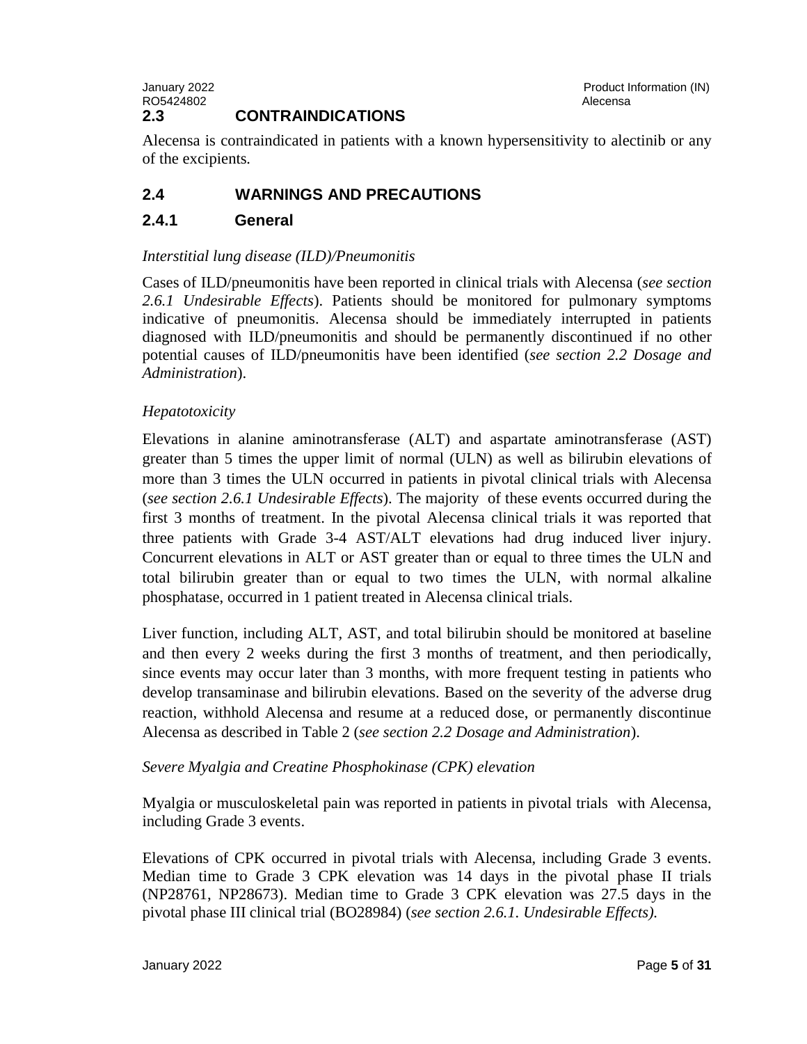## 2.3 CONTRAINDICATIONS

Alecensa is contraindicated in patients with a known hypersensitivity to alectinib or any of the excipients.

## 2.4 WARNINGS AND PRECAUTIONS

### 2.4.1 General

*Interstitial lung disease (ILD)/Pneumonitis*

Cases of ILD/pneumonitis have been reported in clinical trials with Alecensa (*see section 2.6.1 Undesirable Effects*). Patients should be monitored for pulmonary symptoms indicative of pneumonitis. Alecensa should be immediately interrupted in patients diagnosed with ILD/pneumonitis and should be permanently discontinued if no other potential causes of ILD/pneumonitis have been identified (*see section 2.2 Dosage and Administration*).

*Hepatotoxicity*

Elevations in alanine aminotransferase (ALT) and aspartate aminotransferase (AST) greater than 5 times the upper limit of normal (ULN) as well as bilirubin elevations of more than 3 times the ULN occurred in patients in pivotal clinical trials with Alecensa (*see section 2.6.1 Undesirable Effects*). The majority of these events occurred during the first 3 months of treatment. In the pivotal Alecensa clinical trials it was reported that three patients with Grade 3-4 AST/ALT elevations had drug induced liver injury. Concurrent elevations in ALT or AST greater than or equal to three times the ULN and total bilirubin greater than or equal to two times the ULN, with normal alkaline phosphatase, occurred in 1 patient treated in Alecensa clinical trials.

Liver function, including ALT, AST, and total bilirubin should be monitored at baseline and then every 2 weeks during the first 3 months of treatment, and then periodically, since events may occur later than 3 months, with more frequent testing in patients who develop transaminase and bilirubin elevations. Based on the severity of the adverse drug reaction, withhold Alecensa and resume at a reduced dose, or permanently discontinue Alecensa as described in Table 2 (*see section 2.2 Dosage and Administration*).

*Severe Myalgia and Creatine Phosphokinase (CPK) elevation*

Myalgia or musculoskeletal pain was reported in patients in pivotal trials with Alecensa, including Grade 3 events.

Elevations of CPK occurred in pivotal trials with Alecensa, including Grade 3 events. Median time to Grade 3 CPK elevation was 14 days in the pivotal phase II trials (NP28761, NP28673). Median time to Grade 3 CPK elevation was 27.5 days in the pivotal phase III clinical trial (BO28984) (*see section 2.6.1. Undesirable Effects).*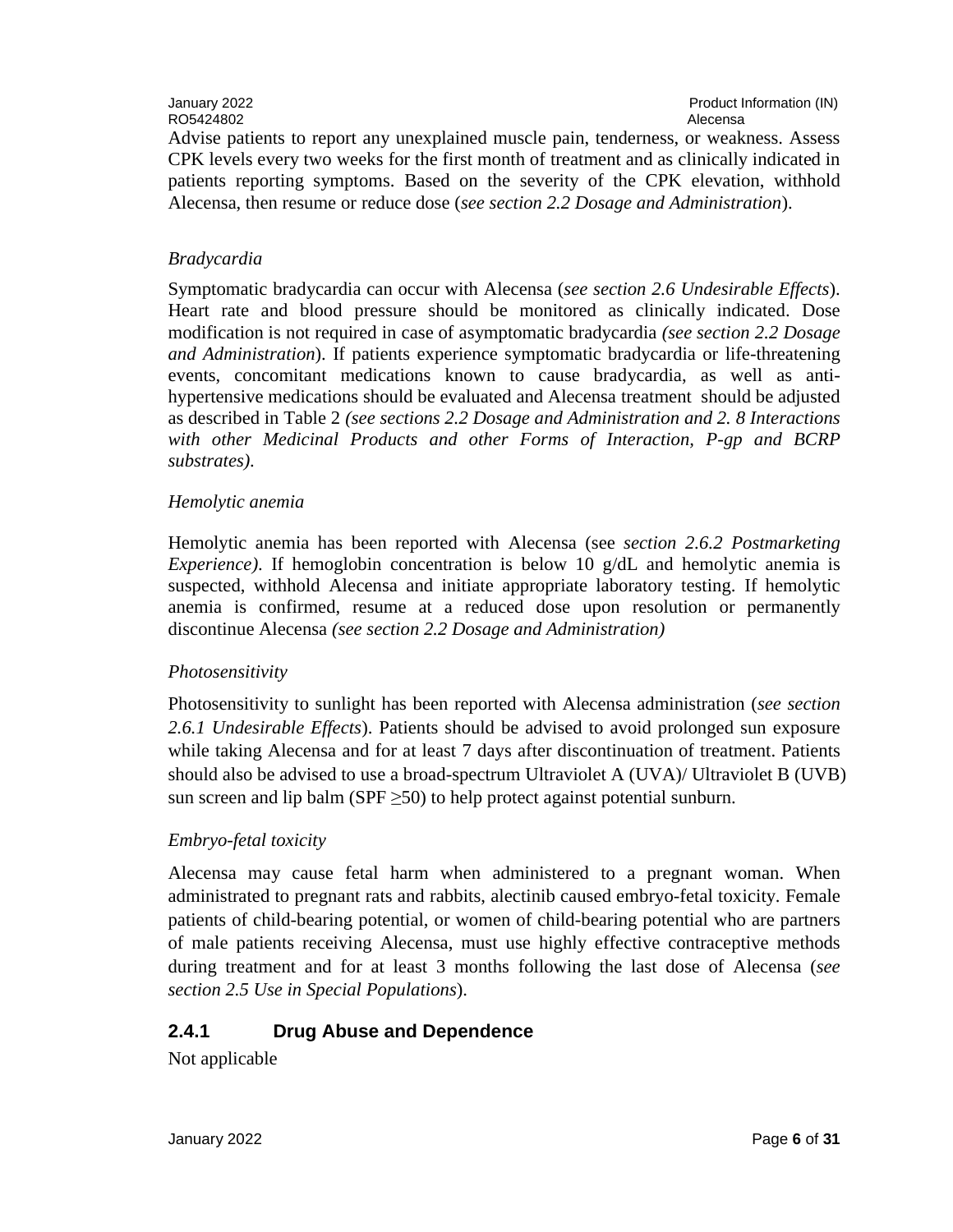Advise patients to report any unexplained muscle pain, tenderness, or weakness. Assess CPK levels every two weeks for the first month of treatment and as clinically indicated in patients reporting symptoms. Based on the severity of the CPK elevation, withhold Alecensa, then resume or reduce dose (*see section 2.2 Dosage and Administration*).

*Bradycardia*

Symptomatic bradycardia can occur with Alecensa (*see section 2.6 Undesirable Effects*). Heart rate and blood pressure should be monitored as clinically indicated. Dose modification is not required in case of asymptomatic bradycardia *(see section 2.2 Dosage and Administration*). If patients experience symptomatic bradycardia or life-threatening events, concomitant medications known to cause bradycardia, as well as anti-hypertensive medications should be evaluated and Alecensa treatment should be adjusted as described in Table 2 *(see sections 2.2 Dosage and Administration and 2. 8 Interactions with other Medicinal Products and other Forms of Interaction, P-gp and BCRP substrates).*

*Hemolytic anemia*

Hemolytic anemia has been reported with Alecensa (see *section 2.6.2 Postmarketing Experience)*. If hemoglobin concentration is below 10 g/dL and hemolytic anemia is suspected, withhold Alecensa and initiate appropriate laboratory testing. If hemolytic anemia is confirmed, resume at a reduced dose upon resolution or permanently discontinue Alecensa *(see section 2.2 Dosage and Administration)*

*Photosensitivity*

Photosensitivity to sunlight has been reported with Alecensa administration (*see section 2.6.1 Undesirable Effects*). Patients should be advised to avoid prolonged sun exposure while taking Alecensa and for at least 7 days after discontinuation of treatment. Patients should also be advised to use a broad-spectrum Ultraviolet A (UVA)/ Ultraviolet B (UVB) sun screen and lip balm (SPF $\geq$50) to help protect against potential sunburn.

*Embryo-fetal toxicity*

Alecensa may cause fetal harm when administered to a pregnant woman. When administrated to pregnant rats and rabbits, alectinib caused embryo-fetal toxicity. Female patients of child-bearing potential, or women of child-bearing potential who are partners of male patients receiving Alecensa, must use highly effective contraceptive methods during treatment and for at least 3 months following the last dose of Alecensa (*see section 2.5 Use in Special Populations*).

### 2.4.1 Drug Abuse and Dependence

Not applicable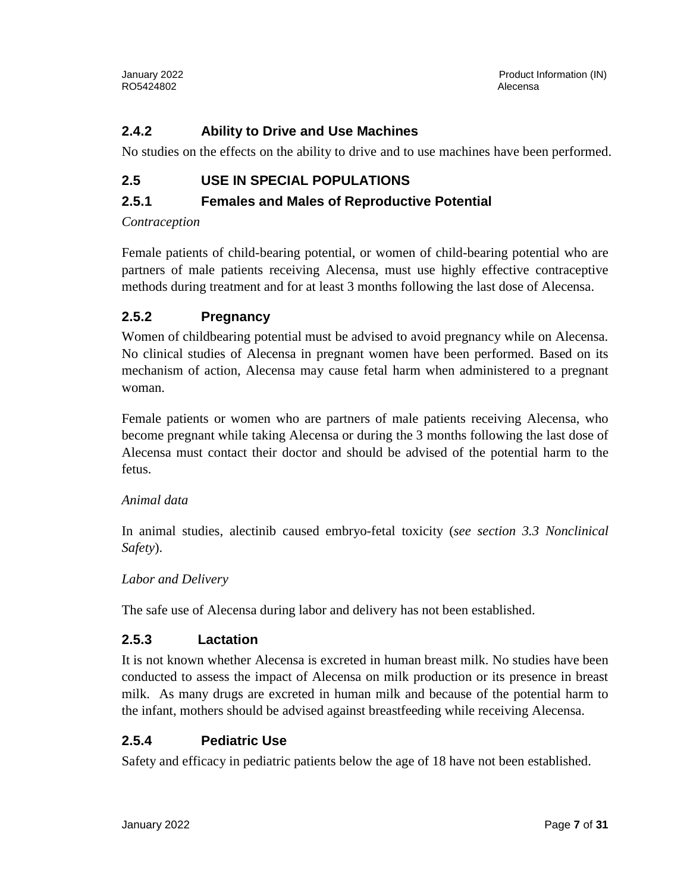### 2.4.2 Ability to Drive and Use Machines

No studies on the effects on the ability to drive and to use machines have been performed.

## 2.5 USE IN SPECIAL POPULATIONS

### 2.5.1 Females and Males of Reproductive Potential

*Contraception*

Female patients of child-bearing potential, or women of child-bearing potential who are partners of male patients receiving Alecensa, must use highly effective contraceptive methods during treatment and for at least 3 months following the last dose of Alecensa.

### 2.5.2 Pregnancy

Women of childbearing potential must be advised to avoid pregnancy while on Alecensa. No clinical studies of Alecensa in pregnant women have been performed. Based on its mechanism of action, Alecensa may cause fetal harm when administered to a pregnant woman.

Female patients or women who are partners of male patients receiving Alecensa, who become pregnant while taking Alecensa or during the 3 months following the last dose of Alecensa must contact their doctor and should be advised of the potential harm to the fetus.

*Animal data*

In animal studies, alectinib caused embryo-fetal toxicity (*see section 3.3 Nonclinical Safety*).

*Labor and Delivery*

The safe use of Alecensa during labor and delivery has not been established.

### 2.5.3 Lactation

It is not known whether Alecensa is excreted in human breast milk. No studies have been conducted to assess the impact of Alecensa on milk production or its presence in breast milk. As many drugs are excreted in human milk and because of the potential harm to the infant, mothers should be advised against breastfeeding while receiving Alecensa.

### 2.5.4 Pediatric Use

Safety and efficacy in pediatric patients below the age of 18 have not been established.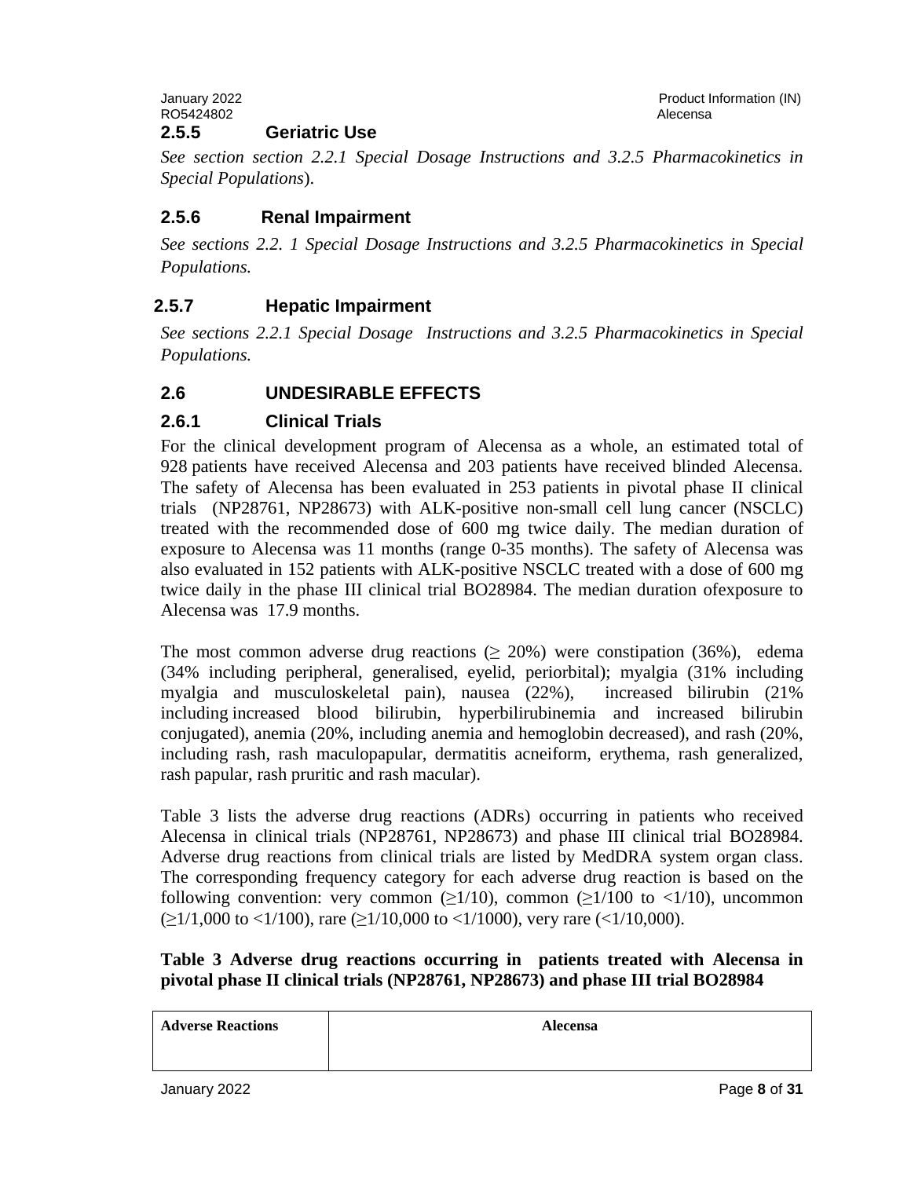### 2.5.5 Geriatric Use

*See section section 2.2.1 Special Dosage Instructions and 3.2.5 Pharmacokinetics in Special Populations*).

### 2.5.6 Renal Impairment

*See sections 2.2. 1 Special Dosage Instructions and 3.2.5 Pharmacokinetics in Special Populations.*

### 2.5.7 Hepatic Impairment

*See sections 2.2.1 Special Dosage Instructions and 3.2.5 Pharmacokinetics in Special Populations.*

## 2.6 UNDESIRABLE EFFECTS

### 2.6.1 Clinical Trials

For the clinical development program of Alecensa as a whole, an estimated total of 928 patients have received Alecensa and 203 patients have received blinded Alecensa. The safety of Alecensa has been evaluated in 253 patients in pivotal phase II clinical trials (NP28761, NP28673) with ALK-positive non-small cell lung cancer (NSCLC) treated with the recommended dose of 600 mg twice daily. The median duration of exposure to Alecensa was 11 months (range 0-35 months). The safety of Alecensa was also evaluated in 152 patients with ALK-positive NSCLC treated with a dose of 600 mg twice daily in the phase III clinical trial BO28984. The median duration ofexposure to Alecensa was 17.9 months.

The most common adverse drug reactions (≥ 20%) were constipation (36%), edema (34% including peripheral, generalised, eyelid, periorbital); myalgia (31% including myalgia and musculoskeletal pain), nausea (22%), increased bilirubin (21% including increased blood bilirubin, hyperbilirubinemia and increased bilirubin conjugated), anemia (20%, including anemia and hemoglobin decreased), and rash (20%, including rash, rash maculopapular, dermatitis acneiform, erythema, rash generalized, rash papular, rash pruritic and rash macular).

Table 3 lists the adverse drug reactions (ADRs) occurring in patients who received Alecensa in clinical trials (NP28761, NP28673) and phase III clinical trial BO28984. Adverse drug reactions from clinical trials are listed by MedDRA system organ class. The corresponding frequency category for each adverse drug reaction is based on the following convention: very common (≥1/10), common (≥1/100 to <1/10), uncommon (≥1/1,000 to <1/100), rare (≥1/10,000 to <1/1000), very rare (<1/10,000).

**Table 3 Adverse drug reactions occurring in patients treated with Alecensa in pivotal phase II clinical trials (NP28761, NP28673) and phase III trial BO28984**

| Adverse Reactions | Alecensa |
|---|---|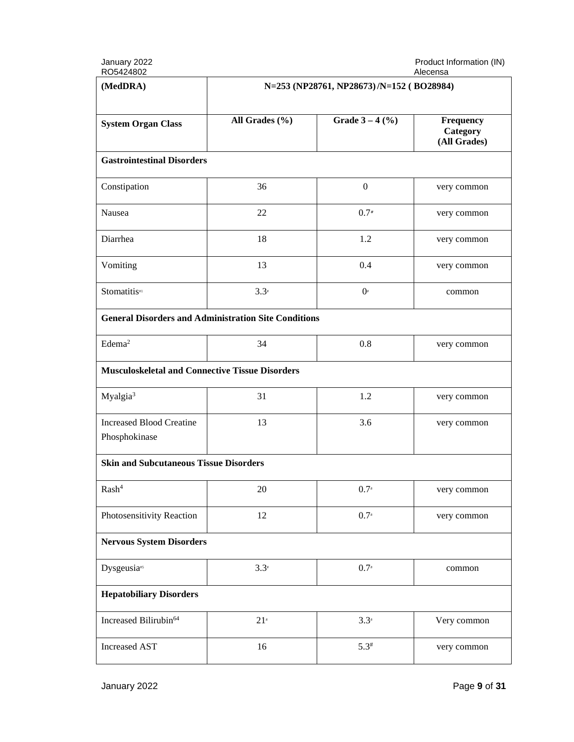| (MedDRA) | N=253 (NP28761, NP28673) /N=152 ( BO28984) | | |
|---|---|---|---|
| **System Organ Class** | **All Grades (%)** | **Grade 3 – 4 (%)** | **Frequency Category (All Grades)** |
| **Gastrointestinal Disorders** | | | |
| Constipation | 36 | 0 | very common |
| Nausea | 22 | 0.7# | very common |
| Diarrhea | 18 | 1.2 | very common |
| Vomiting | 13 | 0.4 | very common |
| Stomatitis#1 | 3.3# | 0# | common |
| **General Disorders and Administration Site Conditions** | | | |
| Edema[2] | 34 | 0.8 | very common |
| **Musculoskeletal and Connective Tissue Disorders** | | | |
| Myalgia[3] | 31 | 1.2 | very common |
| Increased Blood Creatine Phosphokinase | 13 | 3.6 | very common |
| **Skin and Subcutaneous Tissue Disorders** | | | |
| Rash[4] | 20 | 0.7# | very common |
| Photosensitivity Reaction | 12 | 0.7# | very common |
| **Nervous System Disorders** | | | |
| Dysgeusia#5 | 3.3# | 0.7# | common |
| **Hepatobiliary Disorders** | | | |
| Increased Bilirubin[64] | 21# | 3.3# | Very common |
| Increased AST | 16 | 5.3# | very common |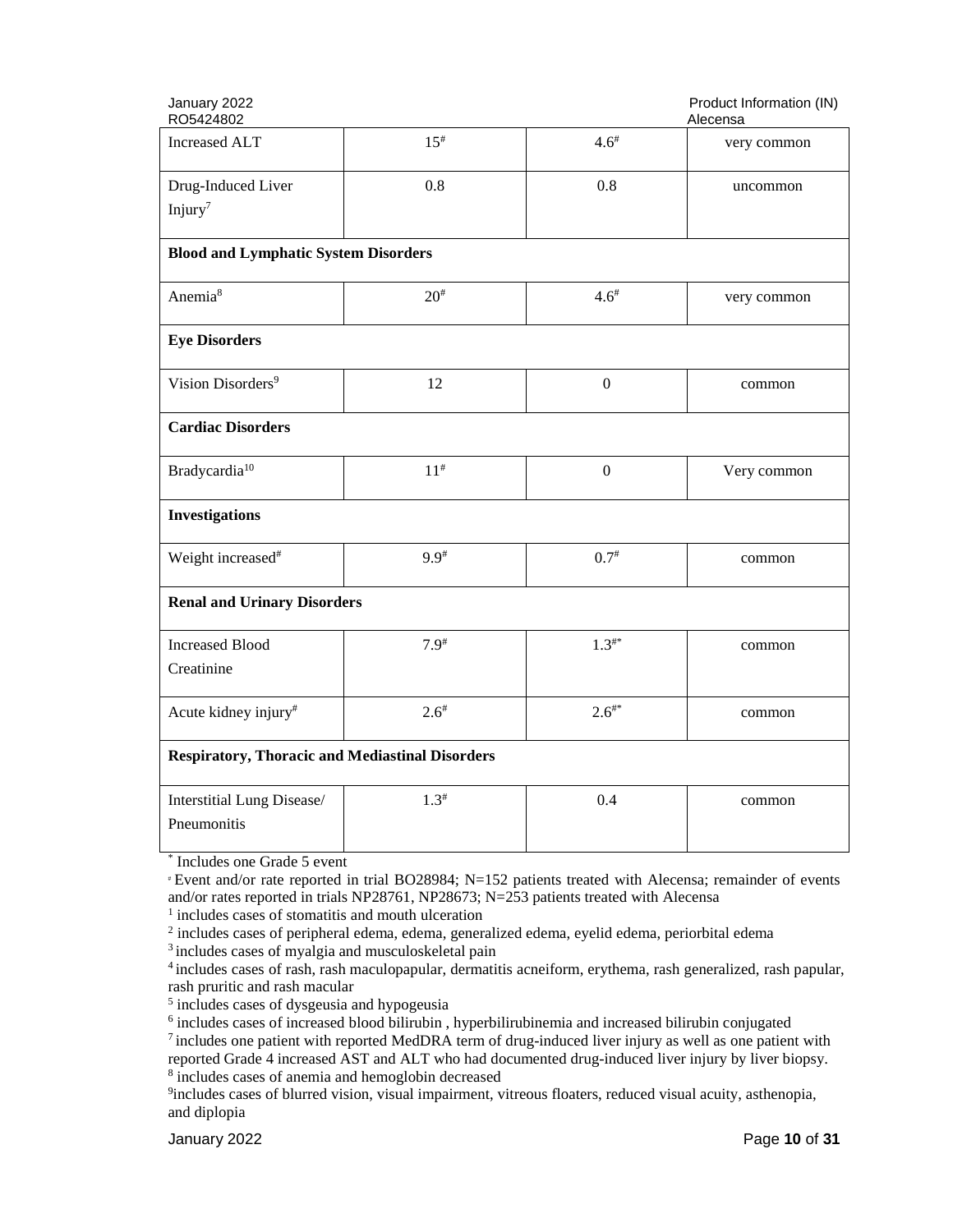| | | | |
|---|---|---|---|
| Increased ALT | 15[#] | 4.6[#] | very common |
| Drug-Induced Liver Injury[7] | 0.8 | 0.8 | uncommon |
| **Blood and Lymphatic System Disorders** | | | |
| Anemia[8] | 20[#] | 4.6[#] | very common |
| **Eye Disorders** | | | |
| Vision Disorders[9] | 12 | 0 | common |
| **Cardiac Disorders** | | | |
| Bradycardia[10] | 11[#] | 0 | Very common |
| **Investigations** | | | |
| Weight increased[#] | 9.9[#] | 0.7[#] | common |
| **Renal and Urinary Disorders** | | | |
| Increased Blood Creatinine | 7.9[#] | 1.3[#*] | common |
| Acute kidney injury[#] | 2.6[#] | 2.6[#*] | common |
| **Respiratory, Thoracic and Mediastinal Disorders** | | | |
| Interstitial Lung Disease/ Pneumonitis | 1.3[#] | 0.4 | common |

[*] Includes one Grade 5 event

[#] Event and/or rate reported in trial BO28984; N=152 patients treated with Alecensa; remainder of events and/or rates reported in trials NP28761, NP28673; N=253 patients treated with Alecensa

[1] includes cases of stomatitis and mouth ulceration

[2] includes cases of peripheral edema, edema, generalized edema, eyelid edema, periorbital edema

[3] includes cases of myalgia and musculoskeletal pain

[4] includes cases of rash, rash maculopapular, dermatitis acneiform, erythema, rash generalized, rash papular, rash pruritic and rash macular

[5] includes cases of dysgeusia and hypogeusia

[6] includes cases of increased blood bilirubin , hyperbilirubinemia and increased bilirubin conjugated

[7] includes one patient with reported MedDRA term of drug-induced liver injury as well as one patient with reported Grade 4 increased AST and ALT who had documented drug-induced liver injury by liver biopsy.

[8] includes cases of anemia and hemoglobin decreased

[9]includes cases of blurred vision, visual impairment, vitreous floaters, reduced visual acuity, asthenopia, and diplopia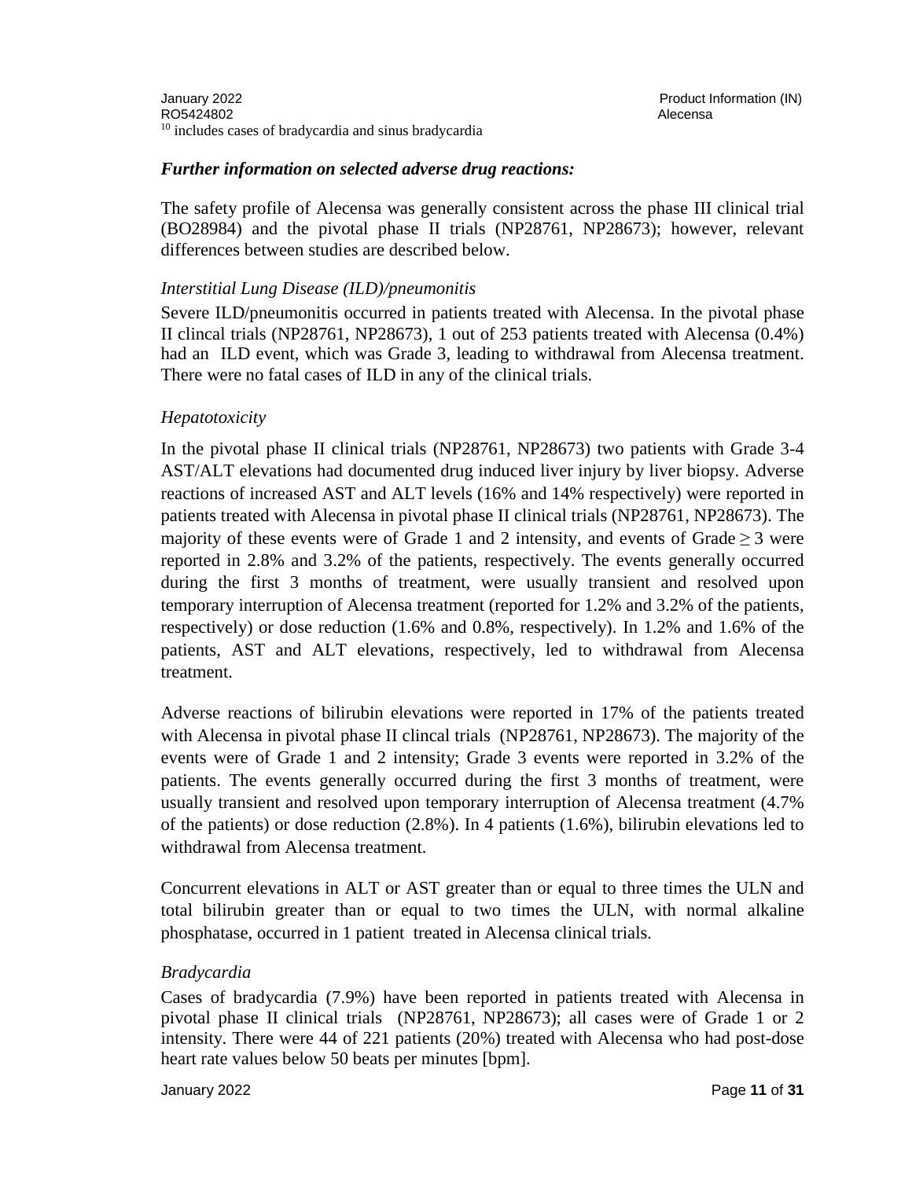[10] includes cases of bradycardia and sinus bradycardia

***Further information on selected adverse drug reactions:***

The safety profile of Alecensa was generally consistent across the phase III clinical trial (BO28984) and the pivotal phase II trials (NP28761, NP28673); however, relevant differences between studies are described below.

*Interstitial Lung Disease (ILD)/pneumonitis*

Severe ILD/pneumonitis occurred in patients treated with Alecensa. In the pivotal phase II clincal trials (NP28761, NP28673), 1 out of 253 patients treated with Alecensa (0.4%) had an ILD event, which was Grade 3, leading to withdrawal from Alecensa treatment. There were no fatal cases of ILD in any of the clinical trials.

*Hepatotoxicity*

In the pivotal phase II clinical trials (NP28761, NP28673) two patients with Grade 3-4 AST/ALT elevations had documented drug induced liver injury by liver biopsy. Adverse reactions of increased AST and ALT levels (16% and 14% respectively) were reported in patients treated with Alecensa in pivotal phase II clinical trials (NP28761, NP28673). The majority of these events were of Grade 1 and 2 intensity, and events of Grade $\geq 3$ were reported in 2.8% and 3.2% of the patients, respectively. The events generally occurred during the first 3 months of treatment, were usually transient and resolved upon temporary interruption of Alecensa treatment (reported for 1.2% and 3.2% of the patients, respectively) or dose reduction (1.6% and 0.8%, respectively). In 1.2% and 1.6% of the patients, AST and ALT elevations, respectively, led to withdrawal from Alecensa treatment.

Adverse reactions of bilirubin elevations were reported in 17% of the patients treated with Alecensa in pivotal phase II clincal trials (NP28761, NP28673). The majority of the events were of Grade 1 and 2 intensity; Grade 3 events were reported in 3.2% of the patients. The events generally occurred during the first 3 months of treatment, were usually transient and resolved upon temporary interruption of Alecensa treatment (4.7% of the patients) or dose reduction (2.8%). In 4 patients (1.6%), bilirubin elevations led to withdrawal from Alecensa treatment.

Concurrent elevations in ALT or AST greater than or equal to three times the ULN and total bilirubin greater than or equal to two times the ULN, with normal alkaline phosphatase, occurred in 1 patient treated in Alecensa clinical trials.

*Bradycardia*

Cases of bradycardia (7.9%) have been reported in patients treated with Alecensa in pivotal phase II clinical trials (NP28761, NP28673); all cases were of Grade 1 or 2 intensity. There were 44 of 221 patients (20%) treated with Alecensa who had post-dose heart rate values below 50 beats per minutes [bpm].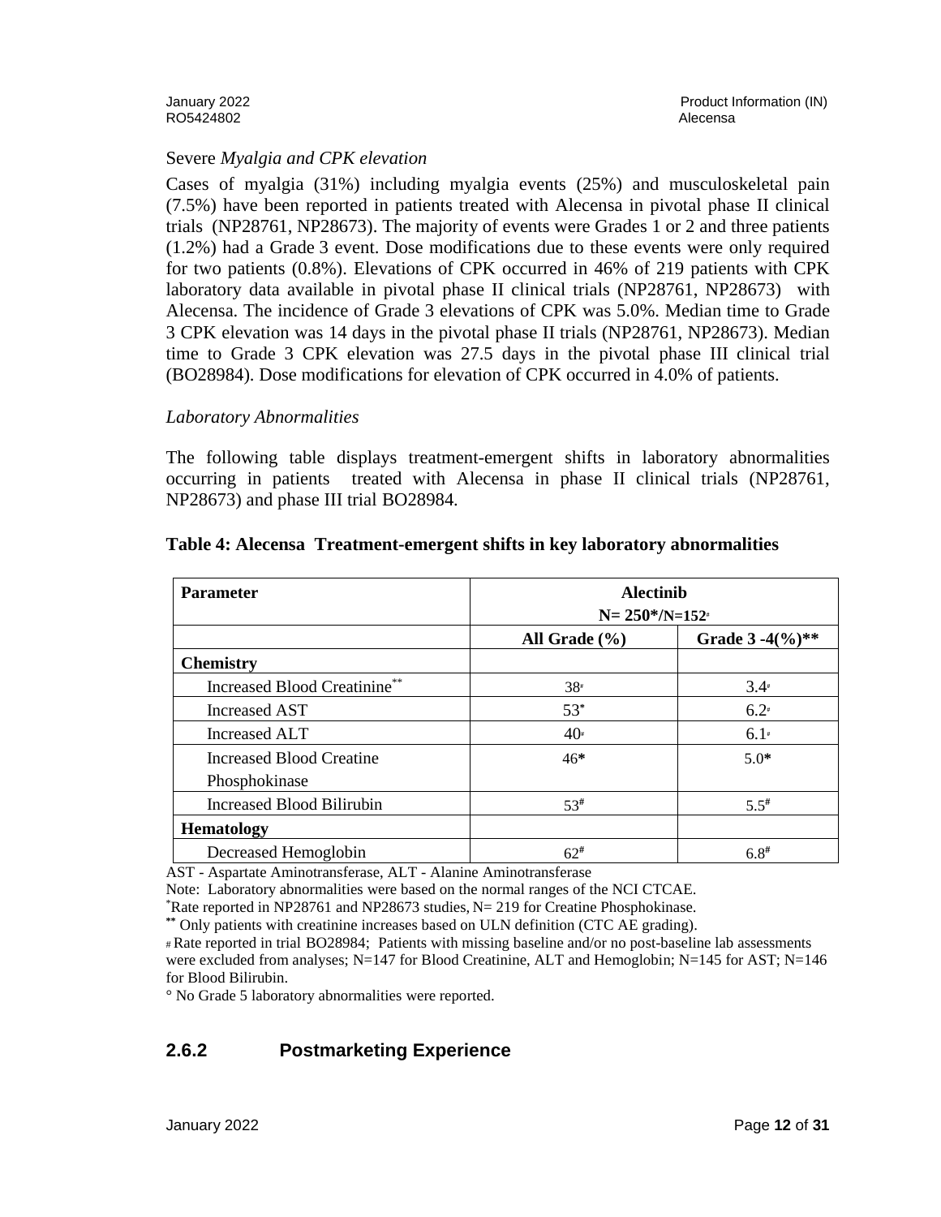Severe *Myalgia and CPK elevation*

Cases of myalgia (31%) including myalgia events (25%) and musculoskeletal pain (7.5%) have been reported in patients treated with Alecensa in pivotal phase II clinical trials (NP28761, NP28673). The majority of events were Grades 1 or 2 and three patients (1.2%) had a Grade 3 event. Dose modifications due to these events were only required for two patients (0.8%). Elevations of CPK occurred in 46% of 219 patients with CPK laboratory data available in pivotal phase II clinical trials (NP28761, NP28673) with Alecensa. The incidence of Grade 3 elevations of CPK was 5.0%. Median time to Grade 3 CPK elevation was 14 days in the pivotal phase II trials (NP28761, NP28673). Median time to Grade 3 CPK elevation was 27.5 days in the pivotal phase III clinical trial (BO28984). Dose modifications for elevation of CPK occurred in 4.0% of patients.

*Laboratory Abnormalities*

The following table displays treatment-emergent shifts in laboratory abnormalities occurring in patients treated with Alecensa in phase II clinical trials (NP28761, NP28673) and phase III trial BO28984.

**Table 4: Alecensa Treatment-emergent shifts in key laboratory abnormalities**

| **Parameter** | **Alectinib N= 250*/N=152#** | |
|---|---|---|
| | **All Grade (%)** | **Grade 3 -4(%)**** |
| **Chemistry** | | |
| Increased Blood Creatinine** | 38# | 3.4# |
| Increased AST | 53* | 6.2# |
| Increased ALT | 40# | 6.1# |
| Increased Blood Creatine Phosphokinase | 46* | 5.0* |
| Increased Blood Bilirubin | 53# | 5.5# |
| **Hematology** | | |
| Decreased Hemoglobin | 62# | 6.8# |

AST - Aspartate Aminotransferase, ALT - Alanine Aminotransferase

Note: Laboratory abnormalities were based on the normal ranges of the NCI CTCAE.

*Rate reported in NP28761 and NP28673 studies, N= 219 for Creatine Phosphokinase.

** Only patients with creatinine increases based on ULN definition (CTC AE grading).

# Rate reported in trial BO28984; Patients with missing baseline and/or no post-baseline lab assessments were excluded from analyses; N=147 for Blood Creatinine, ALT and Hemoglobin; N=145 for AST; N=146 for Blood Bilirubin.

° No Grade 5 laboratory abnormalities were reported.

### 2.6.2 Postmarketing Experience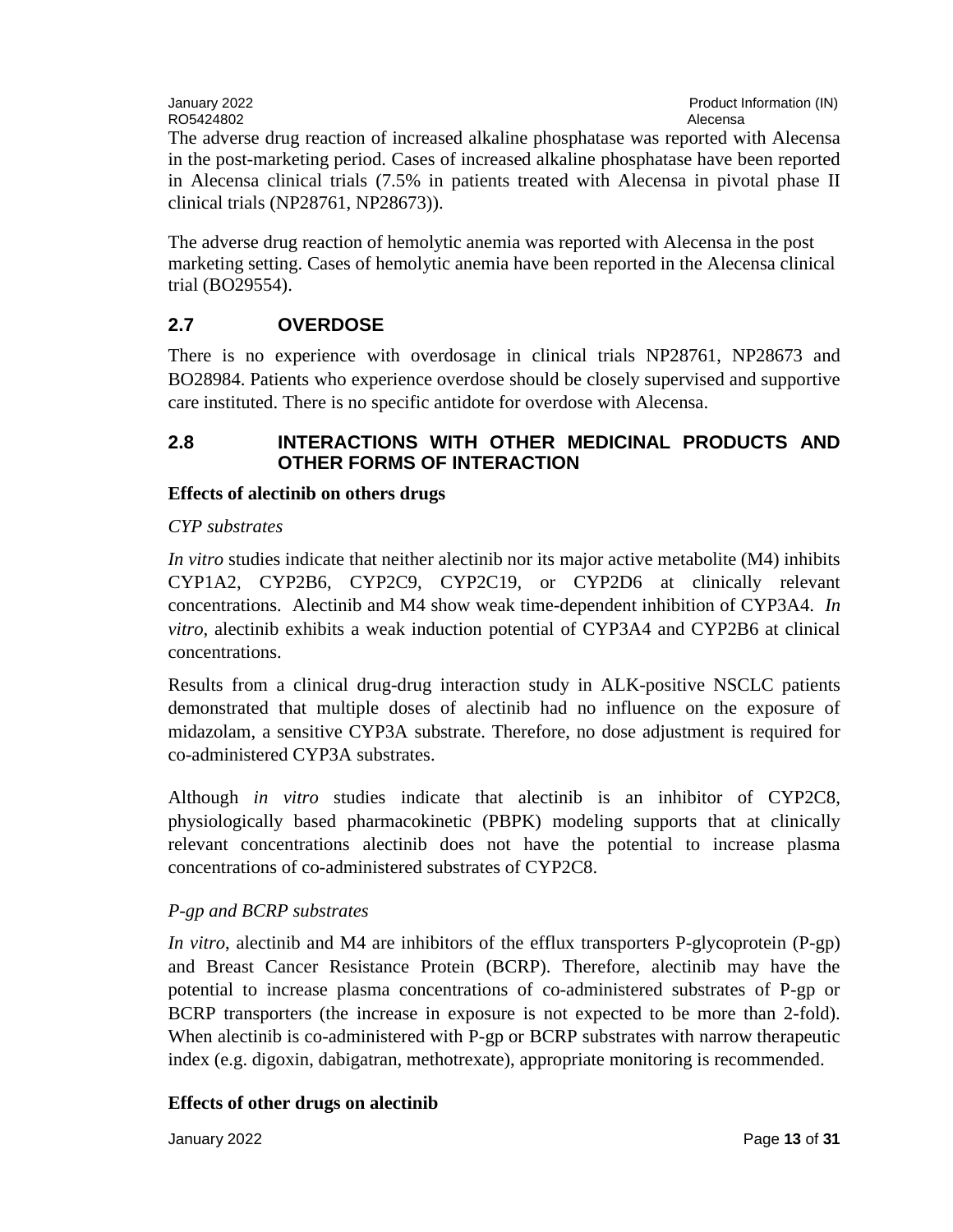The adverse drug reaction of increased alkaline phosphatase was reported with Alecensa in the post-marketing period. Cases of increased alkaline phosphatase have been reported in Alecensa clinical trials (7.5% in patients treated with Alecensa in pivotal phase II clinical trials (NP28761, NP28673)).

The adverse drug reaction of hemolytic anemia was reported with Alecensa in the post marketing setting. Cases of hemolytic anemia have been reported in the Alecensa clinical trial (BO29554).

## 2.7 OVERDOSE

There is no experience with overdosage in clinical trials NP28761, NP28673 and BO28984. Patients who experience overdose should be closely supervised and supportive care instituted. There is no specific antidote for overdose with Alecensa.

## 2.8 INTERACTIONS WITH OTHER MEDICINAL PRODUCTS AND OTHER FORMS OF INTERACTION

**Effects of alectinib on others drugs**

*CYP substrates*

*In vitro* studies indicate that neither alectinib nor its major active metabolite (M4) inhibits CYP1A2, CYP2B6, CYP2C9, CYP2C19, or CYP2D6 at clinically relevant concentrations. Alectinib and M4 show weak time-dependent inhibition of CYP3A4. *In vitro*, alectinib exhibits a weak induction potential of CYP3A4 and CYP2B6 at clinical concentrations.

Results from a clinical drug-drug interaction study in ALK-positive NSCLC patients demonstrated that multiple doses of alectinib had no influence on the exposure of midazolam, a sensitive CYP3A substrate. Therefore, no dose adjustment is required for co-administered CYP3A substrates.

Although *in vitro* studies indicate that alectinib is an inhibitor of CYP2C8, physiologically based pharmacokinetic (PBPK) modeling supports that at clinically relevant concentrations alectinib does not have the potential to increase plasma concentrations of co-administered substrates of CYP2C8.

*P-gp and BCRP substrates*

*In vitro*, alectinib and M4 are inhibitors of the efflux transporters P-glycoprotein (P-gp) and Breast Cancer Resistance Protein (BCRP). Therefore, alectinib may have the potential to increase plasma concentrations of co-administered substrates of P-gp or BCRP transporters (the increase in exposure is not expected to be more than 2-fold). When alectinib is co-administered with P-gp or BCRP substrates with narrow therapeutic index (e.g. digoxin, dabigatran, methotrexate), appropriate monitoring is recommended.

**Effects of other drugs on alectinib**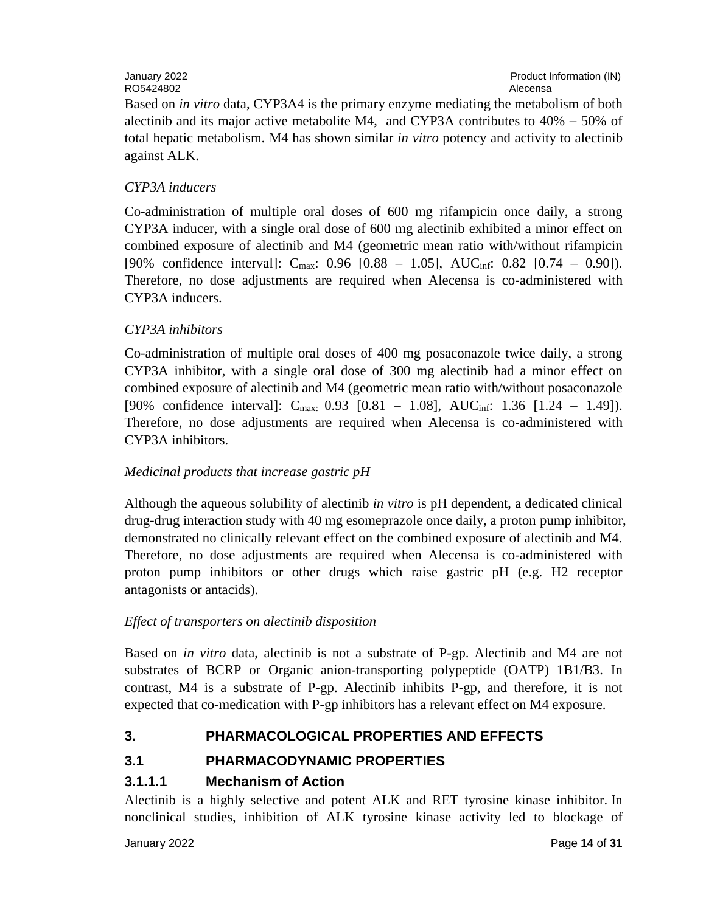Based on *in vitro* data, CYP3A4 is the primary enzyme mediating the metabolism of both alectinib and its major active metabolite M4, and CYP3A contributes to 40% – 50% of total hepatic metabolism. M4 has shown similar *in vitro* potency and activity to alectinib against ALK.

*CYP3A inducers*

Co-administration of multiple oral doses of 600 mg rifampicin once daily, a strong CYP3A inducer, with a single oral dose of 600 mg alectinib exhibited a minor effect on combined exposure of alectinib and M4 (geometric mean ratio with/without rifampicin [90% confidence interval]: $C_{max}$: 0.96 [0.88 – 1.05], $AUC_{inf}$: 0.82 [0.74 – 0.90]). Therefore, no dose adjustments are required when Alecensa is co-administered with CYP3A inducers.

*CYP3A inhibitors*

Co-administration of multiple oral doses of 400 mg posaconazole twice daily, a strong CYP3A inhibitor, with a single oral dose of 300 mg alectinib had a minor effect on combined exposure of alectinib and M4 (geometric mean ratio with/without posaconazole [90% confidence interval]: $C_{max:}$ 0.93 [0.81 – 1.08], $AUC_{inf}$: 1.36 [1.24 – 1.49]). Therefore, no dose adjustments are required when Alecensa is co-administered with CYP3A inhibitors.

*Medicinal products that increase gastric pH*

Although the aqueous solubility of alectinib *in vitro* is pH dependent, a dedicated clinical drug-drug interaction study with 40 mg esomeprazole once daily, a proton pump inhibitor, demonstrated no clinically relevant effect on the combined exposure of alectinib and M4. Therefore, no dose adjustments are required when Alecensa is co-administered with proton pump inhibitors or other drugs which raise gastric pH (e.g. H2 receptor antagonists or antacids).

*Effect of transporters on alectinib disposition*

Based on *in vitro* data, alectinib is not a substrate of P-gp. Alectinib and M4 are not substrates of BCRP or Organic anion-transporting polypeptide (OATP) 1B1/B3. In contrast, M4 is a substrate of P-gp. Alectinib inhibits P-gp, and therefore, it is not expected that co-medication with P-gp inhibitors has a relevant effect on M4 exposure.

# 3. PHARMACOLOGICAL PROPERTIES AND EFFECTS

## 3.1 PHARMACODYNAMIC PROPERTIES

### 3.1.1.1 Mechanism of Action

Alectinib is a highly selective and potent ALK and RET tyrosine kinase inhibitor. In nonclinical studies, inhibition of ALK tyrosine kinase activity led to blockage of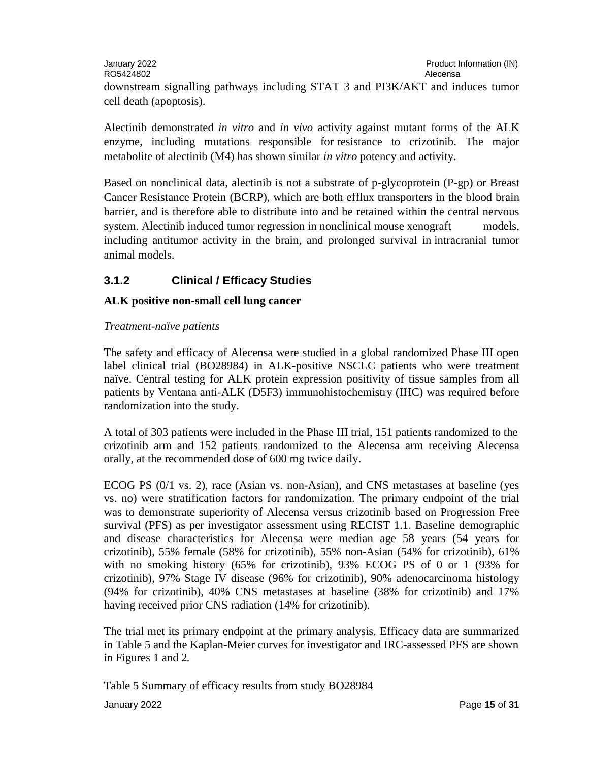downstream signalling pathways including STAT 3 and PI3K/AKT and induces tumor cell death (apoptosis).

Alectinib demonstrated *in vitro* and *in vivo* activity against mutant forms of the ALK enzyme, including mutations responsible for resistance to crizotinib. The major metabolite of alectinib (M4) has shown similar *in vitro* potency and activity.

Based on nonclinical data, alectinib is not a substrate of p-glycoprotein (P-gp) or Breast Cancer Resistance Protein (BCRP), which are both efflux transporters in the blood brain barrier, and is therefore able to distribute into and be retained within the central nervous system. Alectinib induced tumor regression in nonclinical mouse xenograft models, including antitumor activity in the brain, and prolonged survival in intracranial tumor animal models.

### 3.1.2 Clinical / Efficacy Studies

**ALK positive non-small cell lung cancer**

*Treatment-naïve patients*

The safety and efficacy of Alecensa were studied in a global randomized Phase III open label clinical trial (BO28984) in ALK-positive NSCLC patients who were treatment naïve. Central testing for ALK protein expression positivity of tissue samples from all patients by Ventana anti-ALK (D5F3) immunohistochemistry (IHC) was required before randomization into the study.

A total of 303 patients were included in the Phase III trial, 151 patients randomized to the crizotinib arm and 152 patients randomized to the Alecensa arm receiving Alecensa orally, at the recommended dose of 600 mg twice daily.

ECOG PS (0/1 vs. 2), race (Asian vs. non-Asian), and CNS metastases at baseline (yes vs. no) were stratification factors for randomization. The primary endpoint of the trial was to demonstrate superiority of Alecensa versus crizotinib based on Progression Free survival (PFS) as per investigator assessment using RECIST 1.1. Baseline demographic and disease characteristics for Alecensa were median age 58 years (54 years for crizotinib), 55% female (58% for crizotinib), 55% non-Asian (54% for crizotinib), 61% with no smoking history (65% for crizotinib), 93% ECOG PS of 0 or 1 (93% for crizotinib), 97% Stage IV disease (96% for crizotinib), 90% adenocarcinoma histology (94% for crizotinib), 40% CNS metastases at baseline (38% for crizotinib) and 17% having received prior CNS radiation (14% for crizotinib).

The trial met its primary endpoint at the primary analysis. Efficacy data are summarized in Table 5 and the Kaplan-Meier curves for investigator and IRC-assessed PFS are shown in Figures 1 and 2.

Table 5 Summary of efficacy results from study BO28984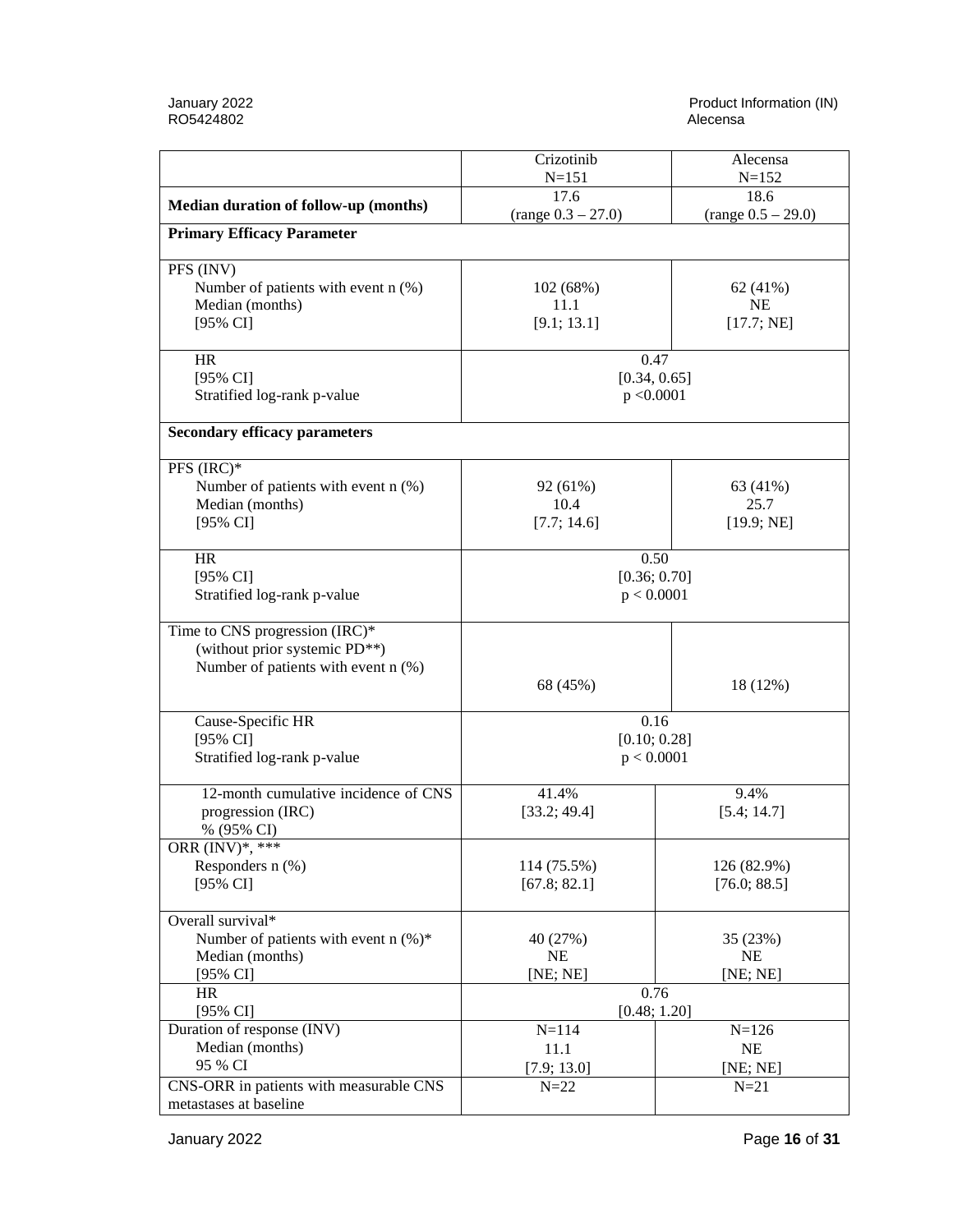| | Crizotinib N=151 | Alecensa N=152 |
|---|---|---|
| **Median duration of follow-up (months)** | 17.6 (range 0.3 – 27.0) | 18.6 (range 0.5 – 29.0) |
| **Primary Efficacy Parameter** | | |
| PFS (INV) | | |
| Number of patients with event n (%) | 102 (68%) | 62 (41%) |
| Median (months) | 11.1 | NE |
| [95% CI] | [9.1; 13.1] | [17.7; NE] |
| HR | 0.47 | |
| [95% CI] | [0.34, 0.65] | |
| Stratified log-rank p-value | p <0.0001 | |
| **Secondary efficacy parameters** | | |
| PFS (IRC)* | | |
| Number of patients with event n (%) | 92 (61%) | 63 (41%) |
| Median (months) | 10.4 | 25.7 |
| [95% CI] | [7.7; 14.6] | [19.9; NE] |
| HR | 0.50 | |
| [95% CI] | [0.36; 0.70] | |
| Stratified log-rank p-value | p < 0.0001 | |
| Time to CNS progression (IRC)* (without prior systemic PD**) | | |
| Number of patients with event n (%) | 68 (45%) | 18 (12%) |
| Cause-Specific HR | 0.16 | |
| [95% CI] | [0.10; 0.28] | |
| Stratified log-rank p-value | p < 0.0001 | |
| 12-month cumulative incidence of CNS progression (IRC) % (95% CI) | 41.4% [33.2; 49.4] | 9.4% [5.4; 14.7] |
| ORR (INV)*, *** | | |
| Responders n (%) | 114 (75.5%) | 126 (82.9%) |
| [95% CI] | [67.8; 82.1] | [76.0; 88.5] |
| Overall survival* | | |
| Number of patients with event n (%)* | 40 (27%) | 35 (23%) |
| Median (months) | NE | NE |
| [95% CI] | [NE; NE] | [NE; NE] |
| HR | 0.76 | |
| [95% CI] | [0.48; 1.20] | |
| Duration of response (INV) | N=114 | N=126 |
| Median (months) | 11.1 | NE |
| 95 % CI | [7.9; 13.0] | [NE; NE] |
| CNS-ORR in patients with measurable CNS metastases at baseline | N=22 | N=21 |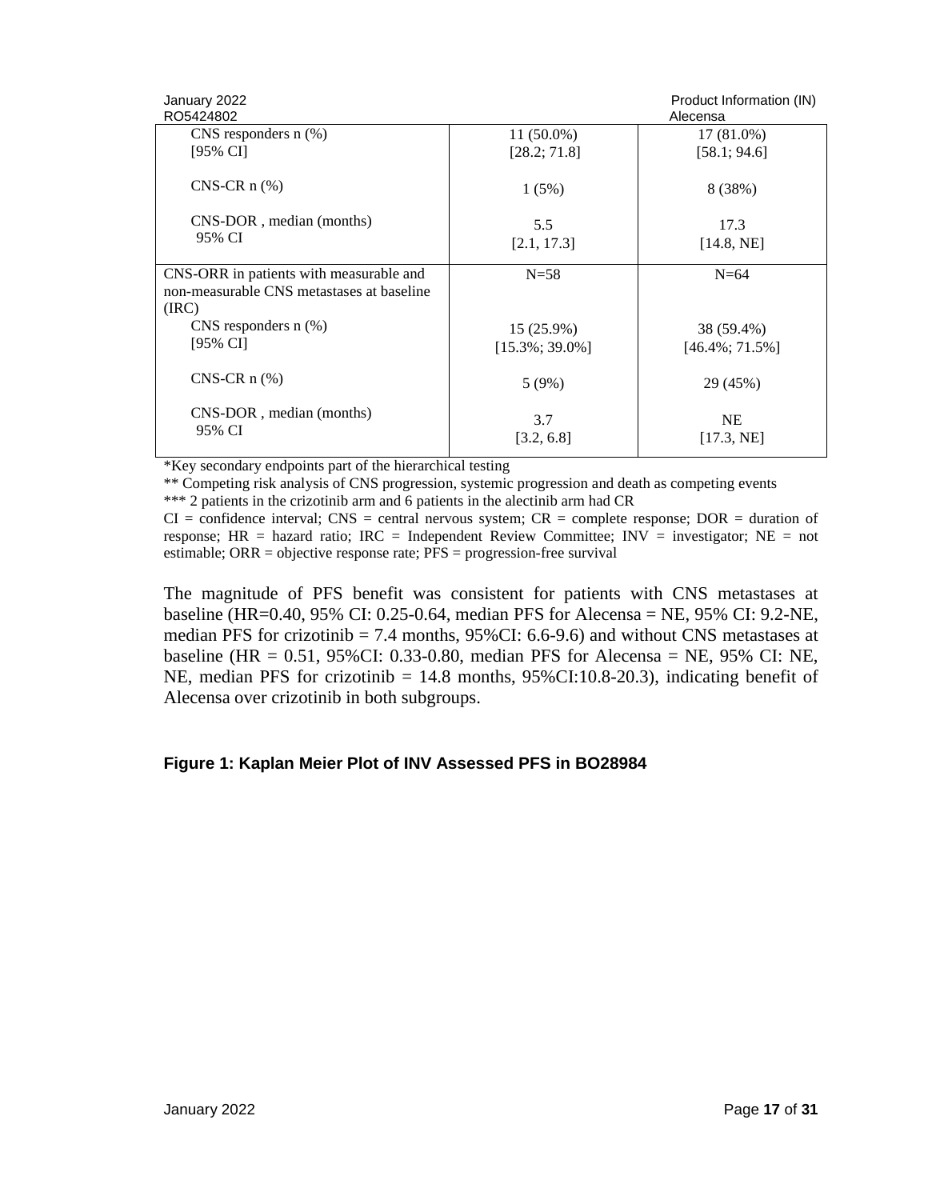| | | |
|---|---|---|
| CNS responders n (%)<br>[95% CI] | 11 (50.0%)<br>[28.2; 71.8] | 17 (81.0%)<br>[58.1; 94.6] |
| CNS-CR n (%) | 1 (5%) | 8 (38%) |
| CNS-DOR , median (months)<br>95% CI | 5.5<br>[2.1, 17.3] | 17.3<br>[14.8, NE] |
| CNS-ORR in patients with measurable and non-measurable CNS metastases at baseline (IRC) | N=58 | N=64 |
| CNS responders n (%)<br>[95% CI] | 15 (25.9%)<br>[15.3%; 39.0%] | 38 (59.4%)<br>[46.4%; 71.5%] |
| CNS-CR n (%) | 5 (9%) | 29 (45%) |
| CNS-DOR , median (months)<br>95% CI | 3.7<br>[3.2, 6.8] | NE<br>[17.3, NE] |

*Key secondary endpoints part of the hierarchical testing

** Competing risk analysis of CNS progression, systemic progression and death as competing events

*** 2 patients in the crizotinib arm and 6 patients in the alectinib arm had CR

CI = confidence interval; CNS = central nervous system; CR = complete response; DOR = duration of response; HR = hazard ratio; IRC = Independent Review Committee; INV = investigator; NE = not estimable; ORR = objective response rate; PFS = progression-free survival

The magnitude of PFS benefit was consistent for patients with CNS metastases at baseline (HR=0.40, 95% CI: 0.25-0.64, median PFS for Alecensa = NE, 95% CI: 9.2-NE, median PFS for crizotinib = 7.4 months, 95%CI: 6.6-9.6) and without CNS metastases at baseline (HR = 0.51, 95%CI: 0.33-0.80, median PFS for Alecensa = NE, 95% CI: NE, NE, median PFS for crizotinib = 14.8 months, 95%CI:10.8-20.3), indicating benefit of Alecensa over crizotinib in both subgroups.

**Figure 1: Kaplan Meier Plot of INV Assessed PFS in BO28984**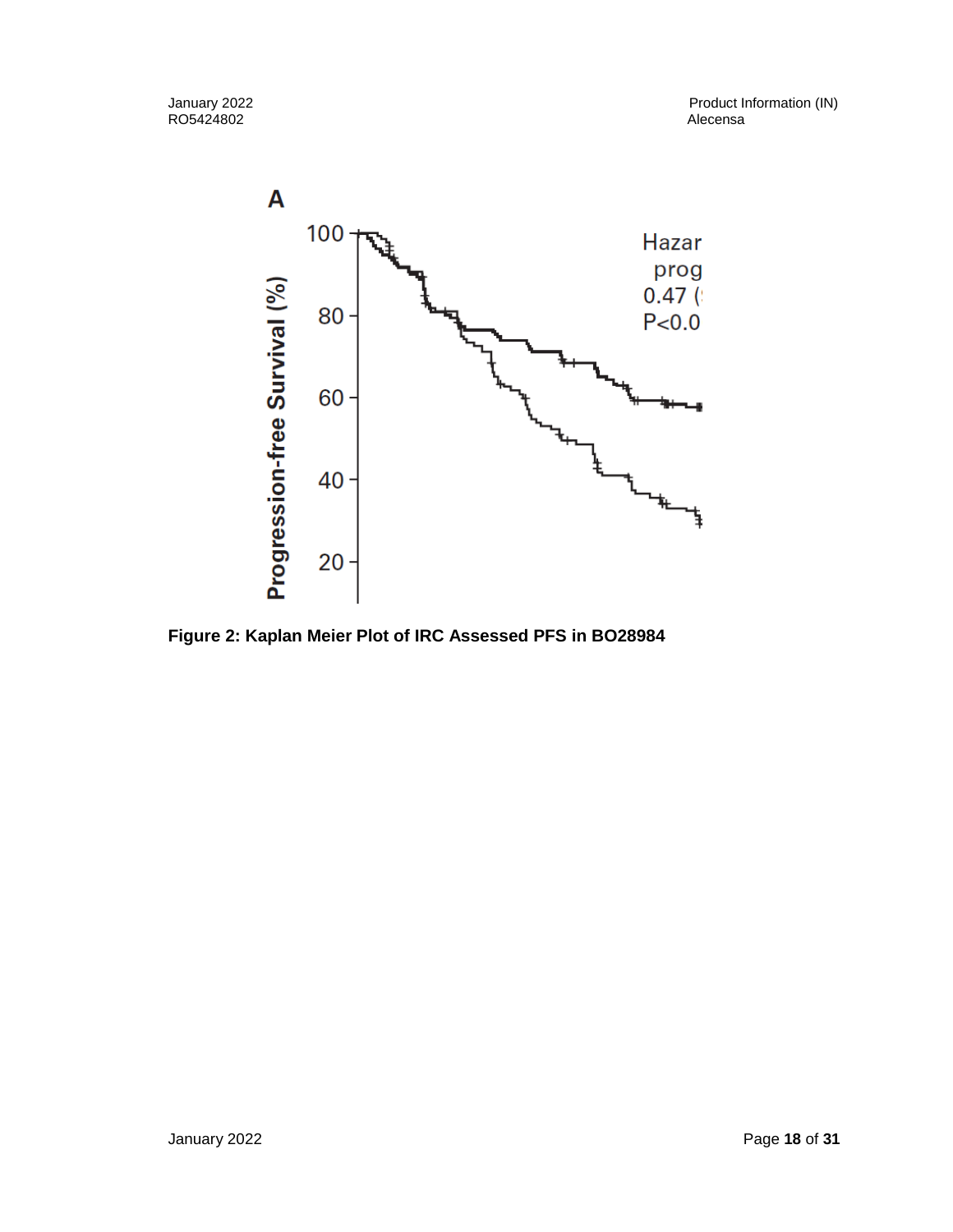**Figure 2: Kaplan Meier Plot of IRC Assessed PFS in BO28984**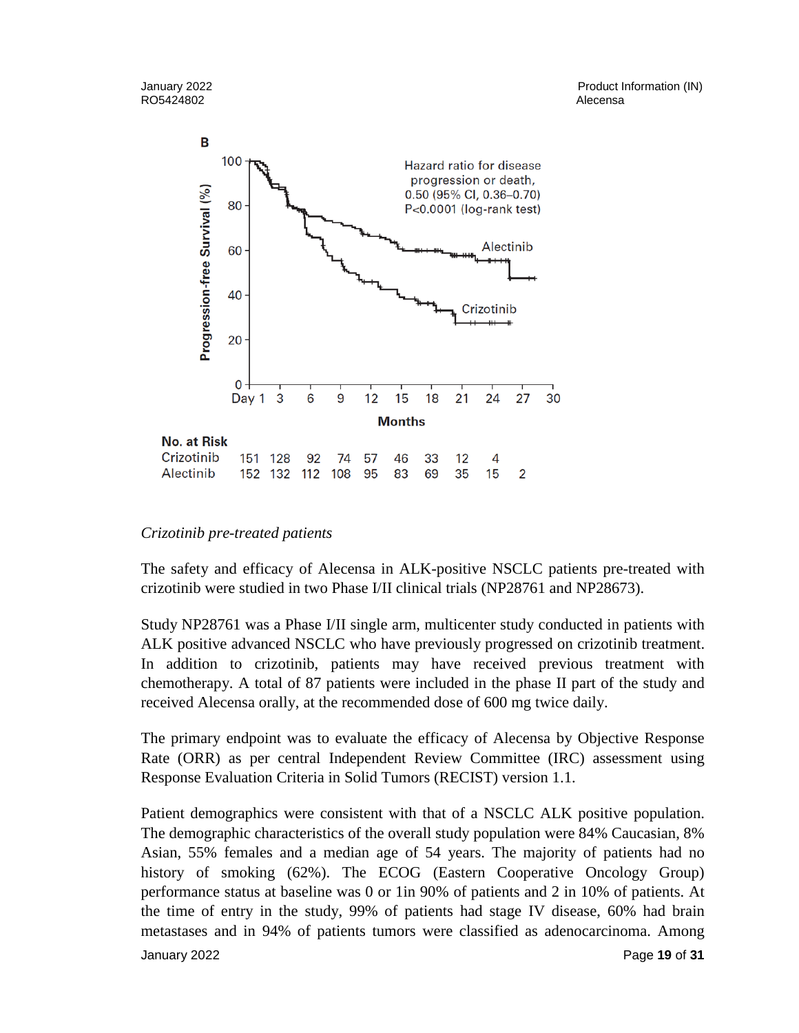B

| No. at Risk | | | | | | | | | | |
|---|---|---|---|---|---|---|---|---|---|---|
| Crizotinib | 151 | 128 | 92 | 74 | 57 | 46 | 33 | 12 | 4 | |
| Alectinib | 152 | 132 | 112 | 108 | 95 | 83 | 69 | 35 | 15 | 2 |

*Crizotinib pre-treated patients*

The safety and efficacy of Alecensa in ALK-positive NSCLC patients pre-treated with crizotinib were studied in two Phase I/II clinical trials (NP28761 and NP28673).

Study NP28761 was a Phase I/II single arm, multicenter study conducted in patients with ALK positive advanced NSCLC who have previously progressed on crizotinib treatment. In addition to crizotinib, patients may have received previous treatment with chemotherapy. A total of 87 patients were included in the phase II part of the study and received Alecensa orally, at the recommended dose of 600 mg twice daily.

The primary endpoint was to evaluate the efficacy of Alecensa by Objective Response Rate (ORR) as per central Independent Review Committee (IRC) assessment using Response Evaluation Criteria in Solid Tumors (RECIST) version 1.1.

Patient demographics were consistent with that of a NSCLC ALK positive population. The demographic characteristics of the overall study population were 84% Caucasian, 8% Asian, 55% females and a median age of 54 years. The majority of patients had no history of smoking (62%). The ECOG (Eastern Cooperative Oncology Group) performance status at baseline was 0 or 1in 90% of patients and 2 in 10% of patients. At the time of entry in the study, 99% of patients had stage IV disease, 60% had brain metastases and in 94% of patients tumors were classified as adenocarcinoma. Among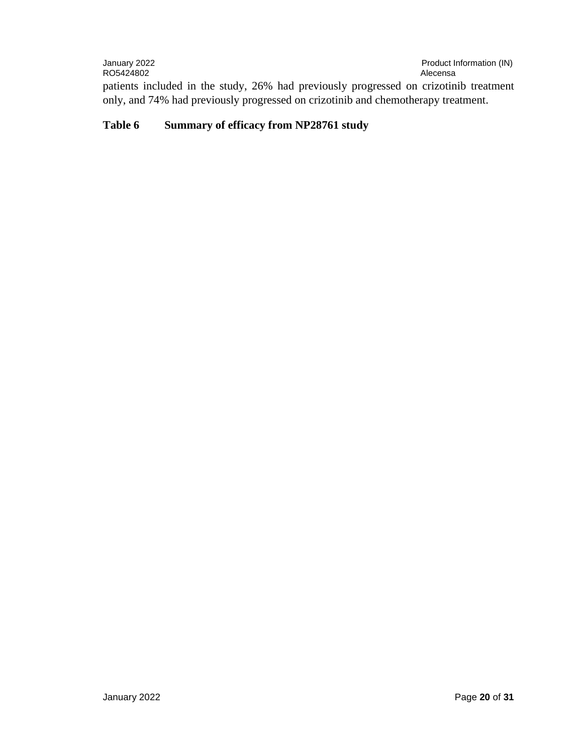patients included in the study, 26% had previously progressed on crizotinib treatment only, and 74% had previously progressed on crizotinib and chemotherapy treatment.

**Table 6 Summary of efficacy from NP28761 study**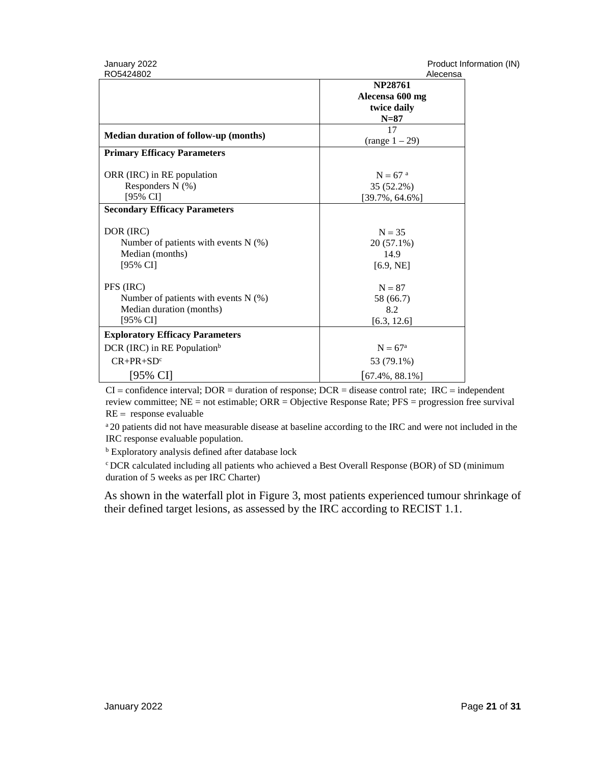| | NP28761 Alecensa 600 mg twice daily N=87 |
|---|---|
| **Median duration of follow-up (months)** | 17 (range 1 – 29) |
| **Primary Efficacy Parameters** | |
| ORR (IRC) in RE population | N = 67 [a] |
| Responders N (%) | 35 (52.2%) |
| [95% CI] | [39.7%, 64.6%] |
| **Secondary Efficacy Parameters** | |
| DOR (IRC) | N = 35 |
| Number of patients with events N (%) | 20 (57.1%) |
| Median (months) | 14.9 |
| [95% CI] | [6.9, NE] |
| PFS (IRC) | N = 87 |
| Number of patients with events N (%) | 58 (66.7) |
| Median duration (months) | 8.2 |
| [95% CI] | [6.3, 12.6] |
| **Exploratory Efficacy Parameters** | |
| DCR (IRC) in RE Population[b] | N = 67[a] |
| CR+PR+SD[c] | 53 (79.1%) |
| [95% CI] | [67.4%, 88.1%] |

CI = confidence interval; DOR = duration of response; DCR = disease control rate; IRC = independent review committee; NE = not estimable; ORR = Objective Response Rate; PFS = progression free survival RE = response evaluable

[a] 20 patients did not have measurable disease at baseline according to the IRC and were not included in the IRC response evaluable population.

[b] Exploratory analysis defined after database lock

[c] DCR calculated including all patients who achieved a Best Overall Response (BOR) of SD (minimum duration of 5 weeks as per IRC Charter)

As shown in the waterfall plot in Figure 3, most patients experienced tumour shrinkage of their defined target lesions, as assessed by the IRC according to RECIST 1.1.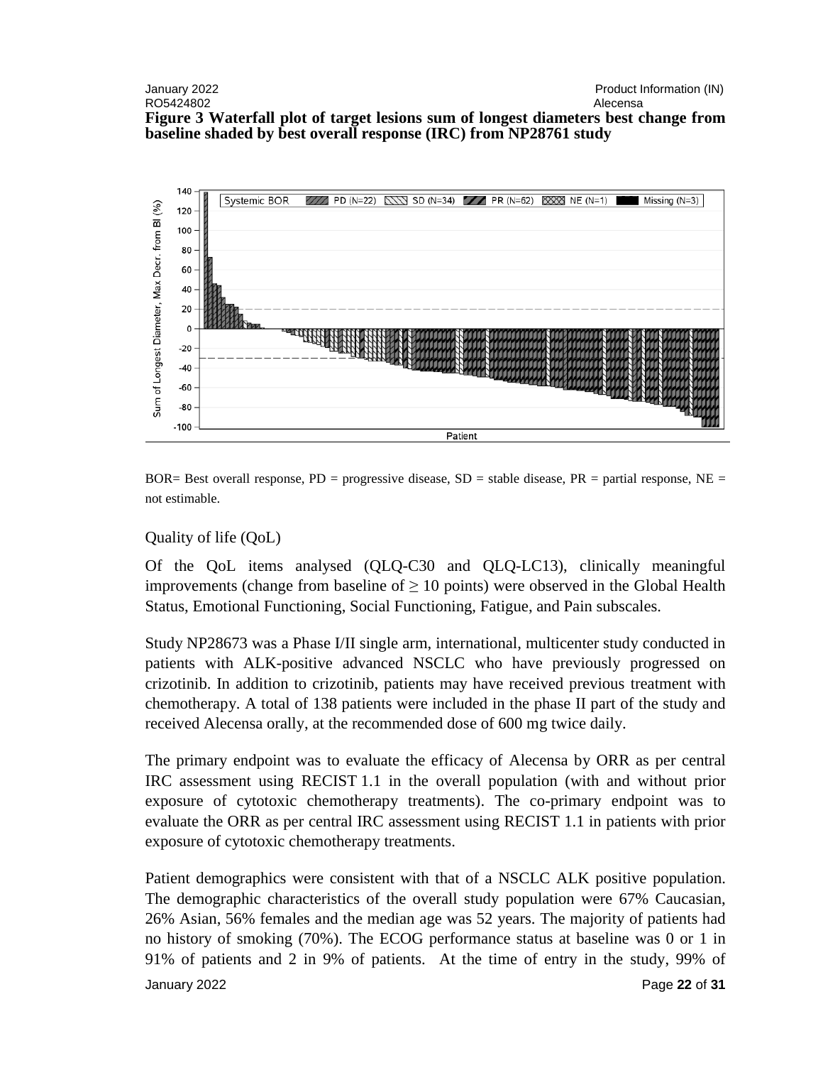**Figure 3 Waterfall plot of target lesions sum of longest diameters best change from baseline shaded by best overall response (IRC) from NP28761 study**

BOR= Best overall response, PD = progressive disease, SD = stable disease, PR = partial response, NE = not estimable.

Quality of life (QoL)

Of the QoL items analysed (QLQ-C30 and QLQ-LC13), clinically meaningful improvements (change from baseline of ≥ 10 points) were observed in the Global Health Status, Emotional Functioning, Social Functioning, Fatigue, and Pain subscales.

Study NP28673 was a Phase I/II single arm, international, multicenter study conducted in patients with ALK-positive advanced NSCLC who have previously progressed on crizotinib. In addition to crizotinib, patients may have received previous treatment with chemotherapy. A total of 138 patients were included in the phase II part of the study and received Alecensa orally, at the recommended dose of 600 mg twice daily.

The primary endpoint was to evaluate the efficacy of Alecensa by ORR as per central IRC assessment using RECIST 1.1 in the overall population (with and without prior exposure of cytotoxic chemotherapy treatments). The co-primary endpoint was to evaluate the ORR as per central IRC assessment using RECIST 1.1 in patients with prior exposure of cytotoxic chemotherapy treatments.

Patient demographics were consistent with that of a NSCLC ALK positive population. The demographic characteristics of the overall study population were 67% Caucasian, 26% Asian, 56% females and the median age was 52 years. The majority of patients had no history of smoking (70%). The ECOG performance status at baseline was 0 or 1 in 91% of patients and 2 in 9% of patients. At the time of entry in the study, 99% of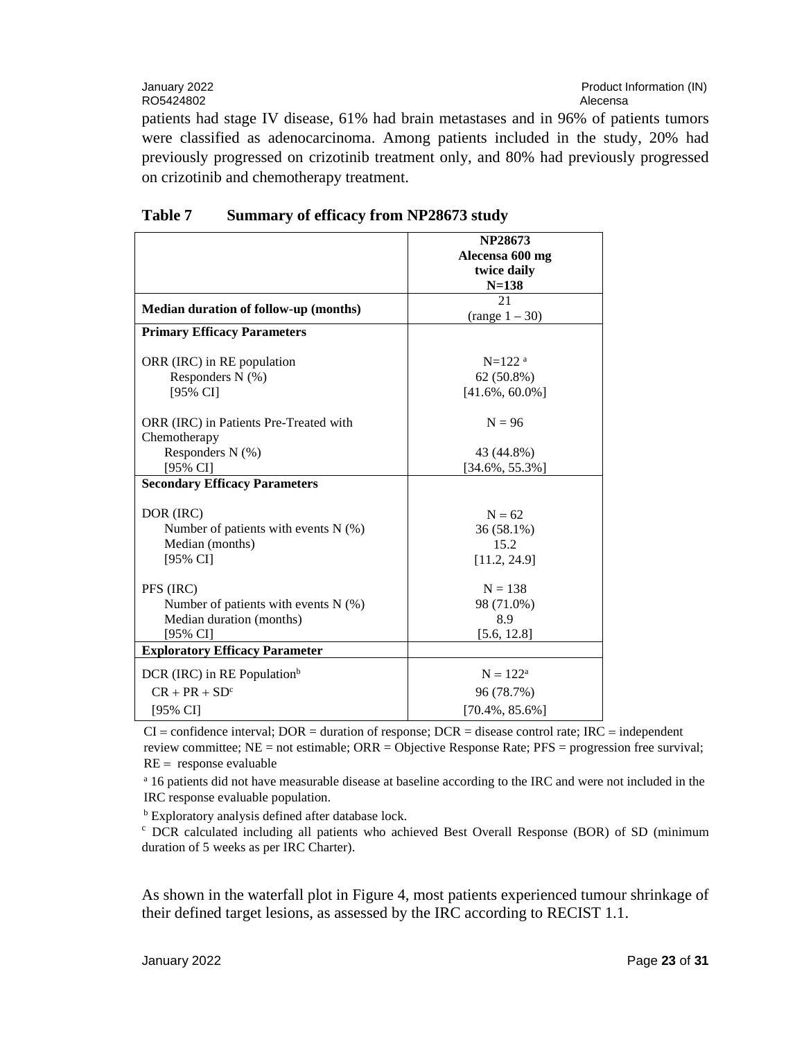patients had stage IV disease, 61% had brain metastases and in 96% of patients tumors were classified as adenocarcinoma. Among patients included in the study, 20% had previously progressed on crizotinib treatment only, and 80% had previously progressed on crizotinib and chemotherapy treatment.

**Table 7 Summary of efficacy from NP28673 study**

| | **NP28673 Alecensa 600 mg twice daily N=138** |
|---|---|
| **Median duration of follow-up (months)** | 21 (range 1 – 30) |
| **Primary Efficacy Parameters** | |
| ORR (IRC) in RE population | N=122 [a] |
| Responders N (%) | 62 (50.8%) |
| [95% CI] | [41.6%, 60.0%] |
| ORR (IRC) in Patients Pre-Treated with Chemotherapy | N = 96 |
| Responders N (%) | 43 (44.8%) |
| [95% CI] | [34.6%, 55.3%] |
| **Secondary Efficacy Parameters** | |
| DOR (IRC) | N = 62 |
| Number of patients with events N (%) | 36 (58.1%) |
| Median (months) | 15.2 |
| [95% CI] | [11.2, 24.9] |
| PFS (IRC) | N = 138 |
| Number of patients with events N (%) | 98 (71.0%) |
| Median duration (months) | 8.9 |
| [95% CI] | [5.6, 12.8] |
| **Exploratory Efficacy Parameter** | |
| DCR (IRC) in RE Population[b] | N = 122[a] |
| CR + PR + SD[c] | 96 (78.7%) |
| [95% CI] | [70.4%, 85.6%] |

CI = confidence interval; DOR = duration of response; DCR = disease control rate; IRC = independent review committee; NE = not estimable; ORR = Objective Response Rate; PFS = progression free survival; RE = response evaluable

[a] 16 patients did not have measurable disease at baseline according to the IRC and were not included in the IRC response evaluable population.

[b] Exploratory analysis defined after database lock.

[c] DCR calculated including all patients who achieved Best Overall Response (BOR) of SD (minimum duration of 5 weeks as per IRC Charter).

As shown in the waterfall plot in Figure 4, most patients experienced tumour shrinkage of their defined target lesions, as assessed by the IRC according to RECIST 1.1.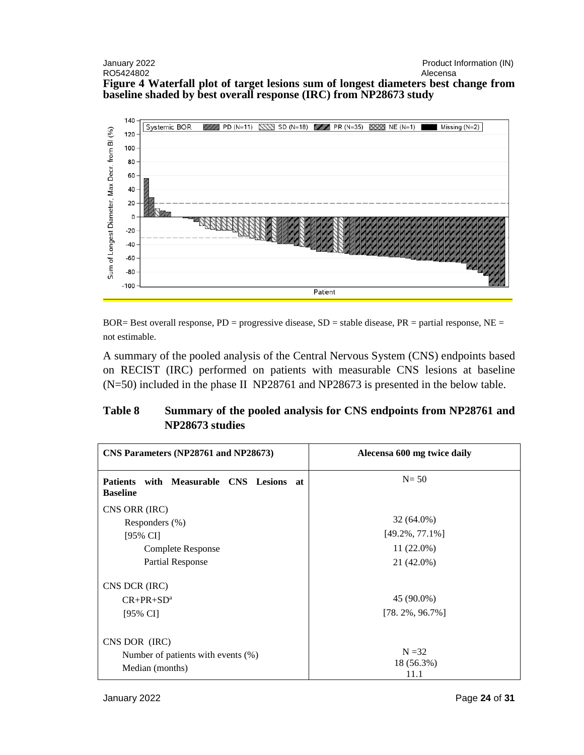**Figure 4 Waterfall plot of target lesions sum of longest diameters best change from baseline shaded by best overall response (IRC) from NP28673 study**

BOR= Best overall response, PD = progressive disease, SD = stable disease, PR = partial response, NE = not estimable.

A summary of the pooled analysis of the Central Nervous System (CNS) endpoints based on RECIST (IRC) performed on patients with measurable CNS lesions at baseline (N=50) included in the phase II NP28761 and NP28673 is presented in the below table.

**Table 8 Summary of the pooled analysis for CNS endpoints from NP28761 and NP28673 studies**

| CNS Parameters (NP28761 and NP28673) | Alecensa 600 mg twice daily |
|---|---|
| **Patients with Measurable CNS Lesions at Baseline** | N= 50 |
| CNS ORR (IRC) | |
| Responders (%) | 32 (64.0%) |
| [95% CI] | [49.2%, 77.1%] |
| Complete Response | 11 (22.0%) |
| Partial Response | 21 (42.0%) |
| CNS DCR (IRC) | |
| CR+PR+SD[a] | 45 (90.0%) |
| [95% CI] | [78. 2%, 96.7%] |
| CNS DOR (IRC) | N =32 |
| Number of patients with events (%) | 18 (56.3%) |
| Median (months) | 11.1 |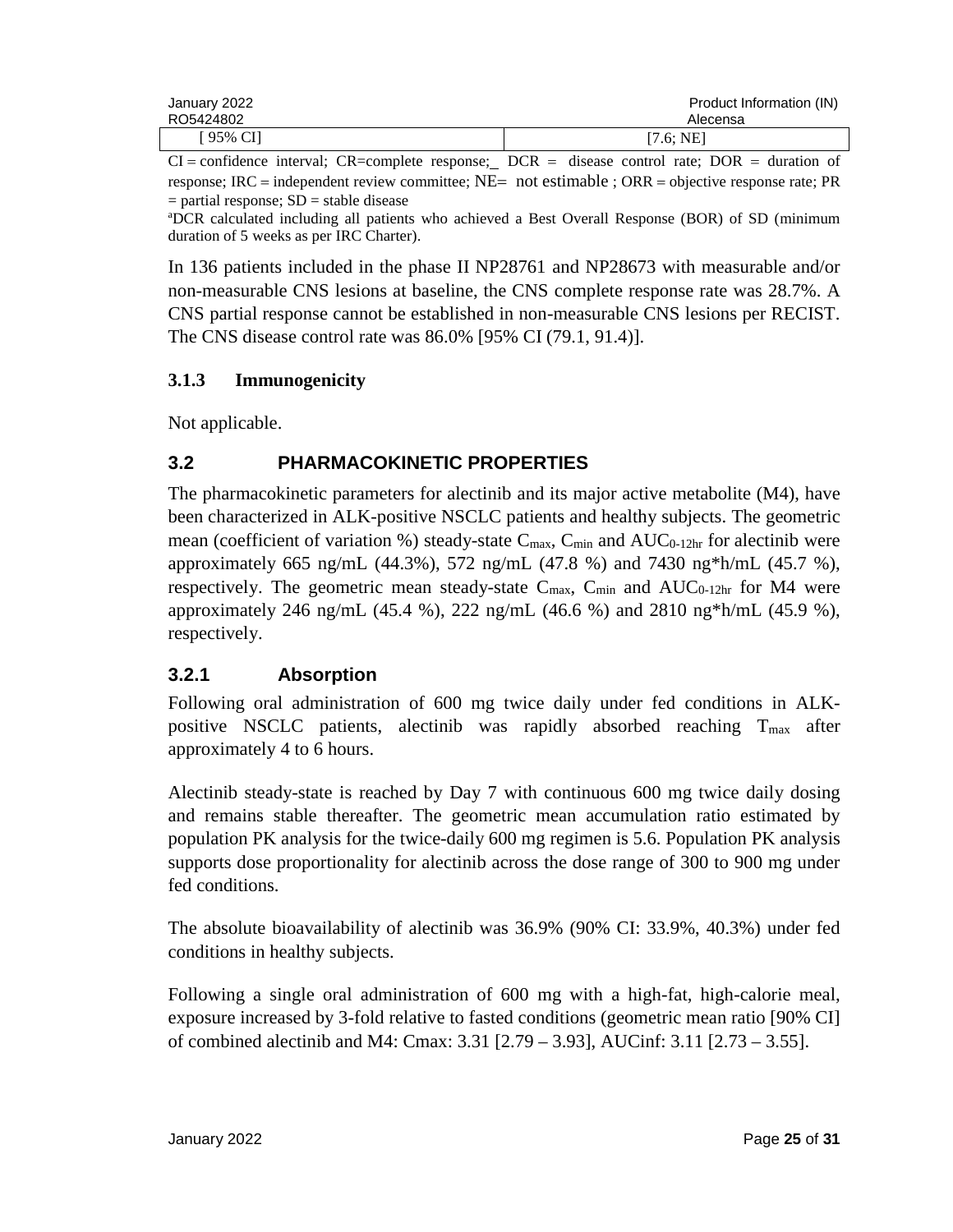| [ 95% CI] | [7.6; NE] |
|---|---|

CI = confidence interval; CR=complete response; DCR = disease control rate; DOR = duration of response; IRC = independent review committee; NE= not estimable ; ORR = objective response rate; PR = partial response; SD = stable disease

[a]DCR calculated including all patients who achieved a Best Overall Response (BOR) of SD (minimum duration of 5 weeks as per IRC Charter).

In 136 patients included in the phase II NP28761 and NP28673 with measurable and/or non-measurable CNS lesions at baseline, the CNS complete response rate was 28.7%. A CNS partial response cannot be established in non-measurable CNS lesions per RECIST. The CNS disease control rate was 86.0% [95% CI (79.1, 91.4)].

### 3.1.3 Immunogenicity

Not applicable.

## 3.2 PHARMACOKINETIC PROPERTIES

The pharmacokinetic parameters for alectinib and its major active metabolite (M4), have been characterized in ALK-positive NSCLC patients and healthy subjects. The geometric mean (coefficient of variation %) steady-state $C_{max}$, $C_{min}$ and $AUC_{0\text{-}12hr}$ for alectinib were approximately 665 ng/mL (44.3%), 572 ng/mL (47.8 %) and 7430 ng*h/mL (45.7 %), respectively. The geometric mean steady-state $C_{max}$, $C_{min}$ and $AUC_{0\text{-}12hr}$ for M4 were approximately 246 ng/mL (45.4 %), 222 ng/mL (46.6 %) and 2810 ng*h/mL (45.9 %), respectively.

### 3.2.1 Absorption

Following oral administration of 600 mg twice daily under fed conditions in ALK-positive NSCLC patients, alectinib was rapidly absorbed reaching $T_{max}$ after approximately 4 to 6 hours.

Alectinib steady-state is reached by Day 7 with continuous 600 mg twice daily dosing and remains stable thereafter. The geometric mean accumulation ratio estimated by population PK analysis for the twice-daily 600 mg regimen is 5.6. Population PK analysis supports dose proportionality for alectinib across the dose range of 300 to 900 mg under fed conditions.

The absolute bioavailability of alectinib was 36.9% (90% CI: 33.9%, 40.3%) under fed conditions in healthy subjects.

Following a single oral administration of 600 mg with a high-fat, high-calorie meal, exposure increased by 3-fold relative to fasted conditions (geometric mean ratio [90% CI] of combined alectinib and M4: Cmax: 3.31 [2.79 – 3.93], AUCinf: 3.11 [2.73 – 3.55].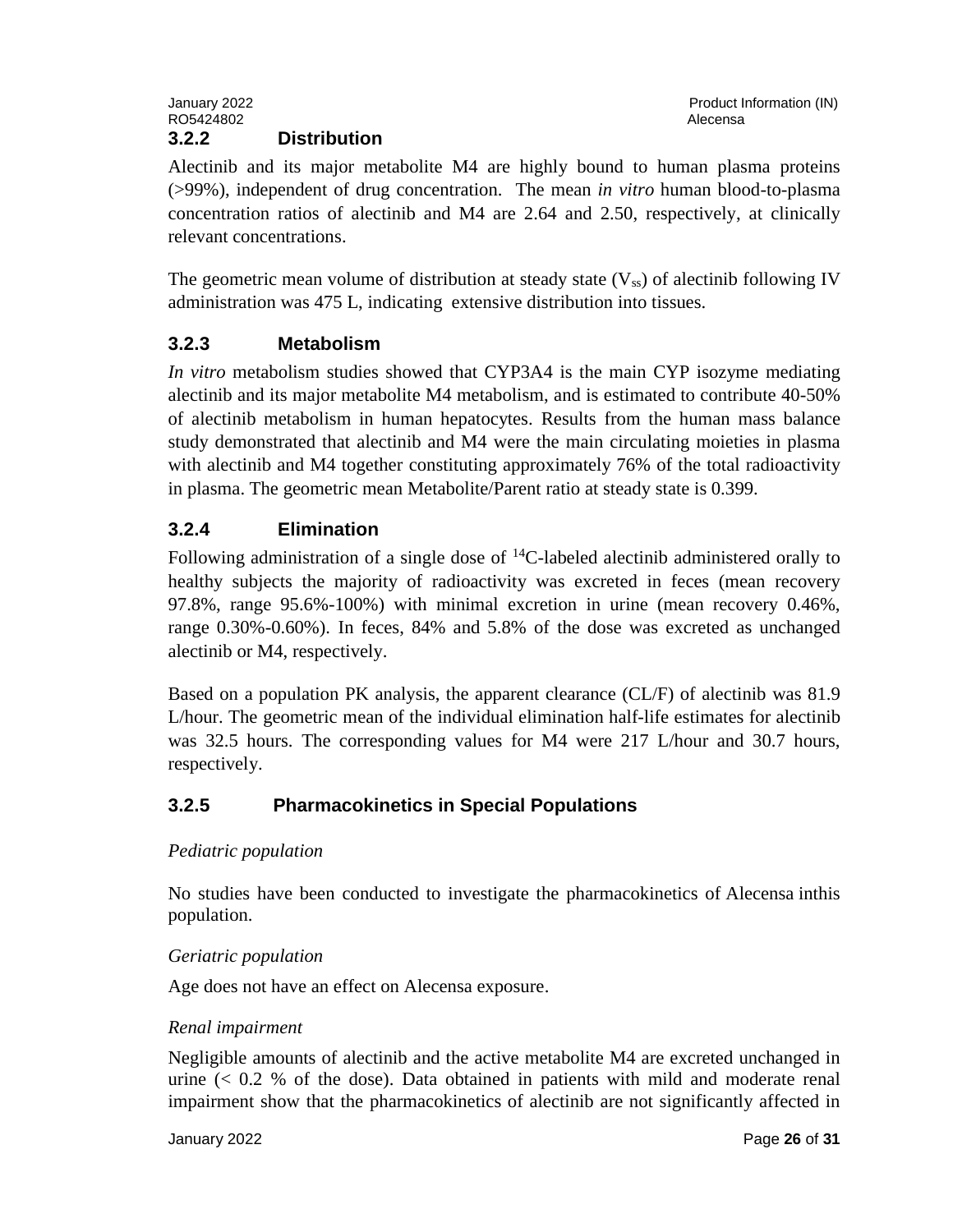### 3.2.2 Distribution

Alectinib and its major metabolite M4 are highly bound to human plasma proteins (>99%), independent of drug concentration. The mean *in vitro* human blood-to-plasma concentration ratios of alectinib and M4 are 2.64 and 2.50, respectively, at clinically relevant concentrations.

The geometric mean volume of distribution at steady state ($V_{ss}$) of alectinib following IV administration was 475 L, indicating extensive distribution into tissues.

### 3.2.3 Metabolism

*In vitro* metabolism studies showed that CYP3A4 is the main CYP isozyme mediating alectinib and its major metabolite M4 metabolism, and is estimated to contribute 40-50% of alectinib metabolism in human hepatocytes. Results from the human mass balance study demonstrated that alectinib and M4 were the main circulating moieties in plasma with alectinib and M4 together constituting approximately 76% of the total radioactivity in plasma. The geometric mean Metabolite/Parent ratio at steady state is 0.399.

### 3.2.4 Elimination

Following administration of a single dose of $^{14}C$-labeled alectinib administered orally to healthy subjects the majority of radioactivity was excreted in feces (mean recovery 97.8%, range 95.6%-100%) with minimal excretion in urine (mean recovery 0.46%, range 0.30%-0.60%). In feces, 84% and 5.8% of the dose was excreted as unchanged alectinib or M4, respectively.

Based on a population PK analysis, the apparent clearance (CL/F) of alectinib was 81.9 L/hour. The geometric mean of the individual elimination half-life estimates for alectinib was 32.5 hours. The corresponding values for M4 were 217 L/hour and 30.7 hours, respectively.

### 3.2.5 Pharmacokinetics in Special Populations

*Pediatric population*

No studies have been conducted to investigate the pharmacokinetics of Alecensa inthis population.

*Geriatric population*

Age does not have an effect on Alecensa exposure.

*Renal impairment*

Negligible amounts of alectinib and the active metabolite M4 are excreted unchanged in urine (< 0.2 % of the dose). Data obtained in patients with mild and moderate renal impairment show that the pharmacokinetics of alectinib are not significantly affected in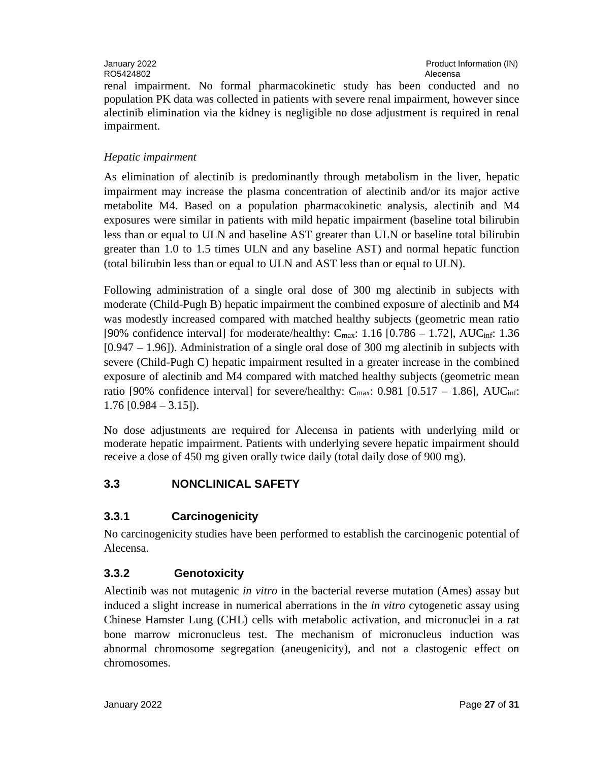renal impairment. No formal pharmacokinetic study has been conducted and no population PK data was collected in patients with severe renal impairment, however since alectinib elimination via the kidney is negligible no dose adjustment is required in renal impairment.

*Hepatic impairment*

As elimination of alectinib is predominantly through metabolism in the liver, hepatic impairment may increase the plasma concentration of alectinib and/or its major active metabolite M4. Based on a population pharmacokinetic analysis, alectinib and M4 exposures were similar in patients with mild hepatic impairment (baseline total bilirubin less than or equal to ULN and baseline AST greater than ULN or baseline total bilirubin greater than 1.0 to 1.5 times ULN and any baseline AST) and normal hepatic function (total bilirubin less than or equal to ULN and AST less than or equal to ULN).

Following administration of a single oral dose of 300 mg alectinib in subjects with moderate (Child-Pugh B) hepatic impairment the combined exposure of alectinib and M4 was modestly increased compared with matched healthy subjects (geometric mean ratio [90% confidence interval] for moderate/healthy: $C_{max}$: 1.16 [0.786 – 1.72], $AUC_{inf}$: 1.36 [0.947 – 1.96]). Administration of a single oral dose of 300 mg alectinib in subjects with severe (Child-Pugh C) hepatic impairment resulted in a greater increase in the combined exposure of alectinib and M4 compared with matched healthy subjects (geometric mean ratio [90% confidence interval] for severe/healthy: $C_{max}$: 0.981 [0.517 – 1.86], $AUC_{inf}$: 1.76 [0.984 – 3.15]).

No dose adjustments are required for Alecensa in patients with underlying mild or moderate hepatic impairment. Patients with underlying severe hepatic impairment should receive a dose of 450 mg given orally twice daily (total daily dose of 900 mg).

## 3.3 NONCLINICAL SAFETY

### 3.3.1 Carcinogenicity

No carcinogenicity studies have been performed to establish the carcinogenic potential of Alecensa.

### 3.3.2 Genotoxicity

Alectinib was not mutagenic *in vitro* in the bacterial reverse mutation (Ames) assay but induced a slight increase in numerical aberrations in the *in vitro* cytogenetic assay using Chinese Hamster Lung (CHL) cells with metabolic activation, and micronuclei in a rat bone marrow micronucleus test. The mechanism of micronucleus induction was abnormal chromosome segregation (aneugenicity), and not a clastogenic effect on chromosomes.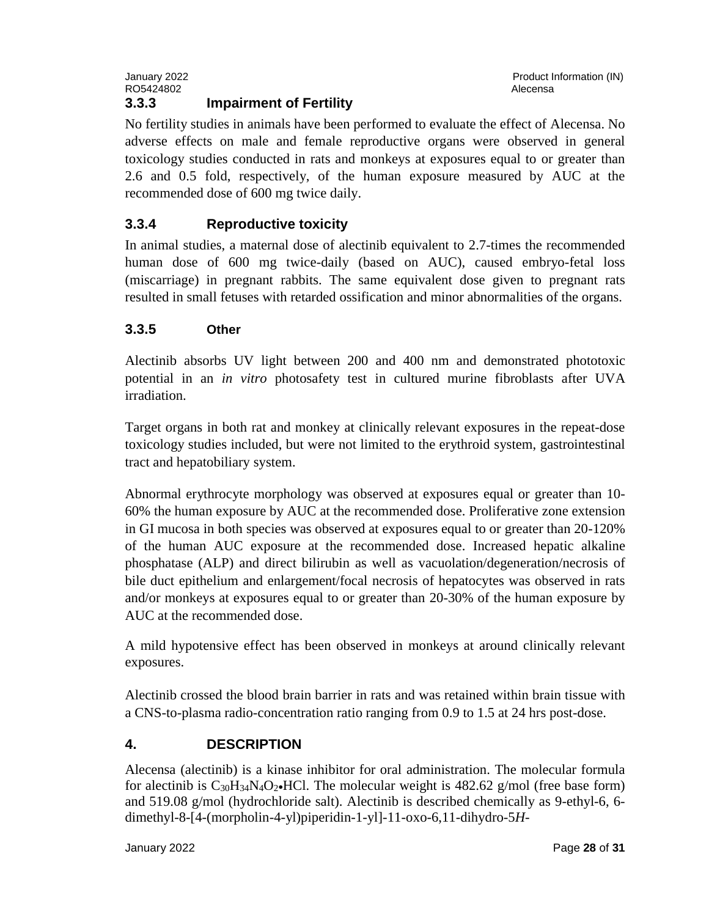### 3.3.3 Impairment of Fertility

No fertility studies in animals have been performed to evaluate the effect of Alecensa. No adverse effects on male and female reproductive organs were observed in general toxicology studies conducted in rats and monkeys at exposures equal to or greater than 2.6 and 0.5 fold, respectively, of the human exposure measured by AUC at the recommended dose of 600 mg twice daily.

### 3.3.4 Reproductive toxicity

In animal studies, a maternal dose of alectinib equivalent to 2.7-times the recommended human dose of 600 mg twice-daily (based on AUC), caused embryo-fetal loss (miscarriage) in pregnant rabbits. The same equivalent dose given to pregnant rats resulted in small fetuses with retarded ossification and minor abnormalities of the organs.

### 3.3.5 Other

Alectinib absorbs UV light between 200 and 400 nm and demonstrated phototoxic potential in an *in vitro* photosafety test in cultured murine fibroblasts after UVA irradiation.

Target organs in both rat and monkey at clinically relevant exposures in the repeat-dose toxicology studies included, but were not limited to the erythroid system, gastrointestinal tract and hepatobiliary system.

Abnormal erythrocyte morphology was observed at exposures equal or greater than 10-60% the human exposure by AUC at the recommended dose. Proliferative zone extension in GI mucosa in both species was observed at exposures equal to or greater than 20-120% of the human AUC exposure at the recommended dose. Increased hepatic alkaline phosphatase (ALP) and direct bilirubin as well as vacuolation/degeneration/necrosis of bile duct epithelium and enlargement/focal necrosis of hepatocytes was observed in rats and/or monkeys at exposures equal to or greater than 20-30% of the human exposure by AUC at the recommended dose.

A mild hypotensive effect has been observed in monkeys at around clinically relevant exposures.

Alectinib crossed the blood brain barrier in rats and was retained within brain tissue with a CNS-to-plasma radio-concentration ratio ranging from 0.9 to 1.5 at 24 hrs post-dose.

## 4. DESCRIPTION

Alecensa (alectinib) is a kinase inhibitor for oral administration. The molecular formula for alectinib is $C_{30}H_{34}N_4O_2 \bullet HCl$. The molecular weight is 482.62 g/mol (free base form) and 519.08 g/mol (hydrochloride salt). Alectinib is described chemically as 9-ethyl-6, 6-dimethyl-8-[4-(morpholin-4-yl)piperidin-1-yl]-11-oxo-6,11-dihydro-5*H*-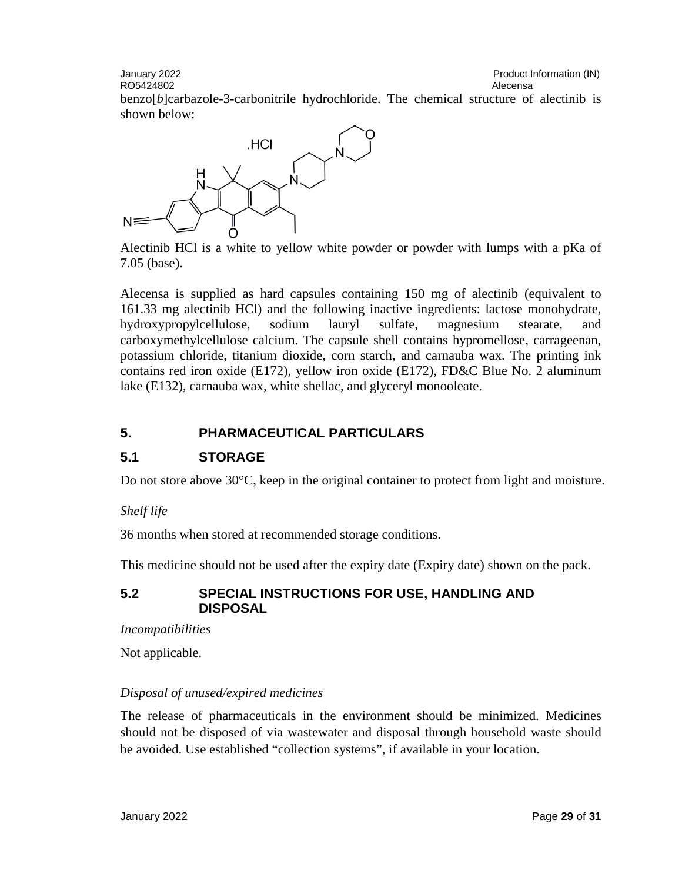benzo[*b*]carbazole-3-carbonitrile hydrochloride. The chemical structure of alectinib is shown below:

Alectinib HCl is a white to yellow white powder or powder with lumps with a pKa of 7.05 (base).

Alecensa is supplied as hard capsules containing 150 mg of alectinib (equivalent to 161.33 mg alectinib HCl) and the following inactive ingredients: lactose monohydrate, hydroxypropylcellulose, sodium lauryl sulfate, magnesium stearate, and carboxymethylcellulose calcium. The capsule shell contains hypromellose, carrageenan, potassium chloride, titanium dioxide, corn starch, and carnauba wax. The printing ink contains red iron oxide (E172), yellow iron oxide (E172), FD&C Blue No. 2 aluminum lake (E132), carnauba wax, white shellac, and glyceryl monooleate.

## 5. PHARMACEUTICAL PARTICULARS

### 5.1 STORAGE

Do not store above 30°C, keep in the original container to protect from light and moisture.

*Shelf life*

36 months when stored at recommended storage conditions.

This medicine should not be used after the expiry date (Expiry date) shown on the pack.

### 5.2 SPECIAL INSTRUCTIONS FOR USE, HANDLING AND DISPOSAL

*Incompatibilities*

Not applicable.

*Disposal of unused/expired medicines*

The release of pharmaceuticals in the environment should be minimized. Medicines should not be disposed of via wastewater and disposal through household waste should be avoided. Use established “collection systems”, if available in your location.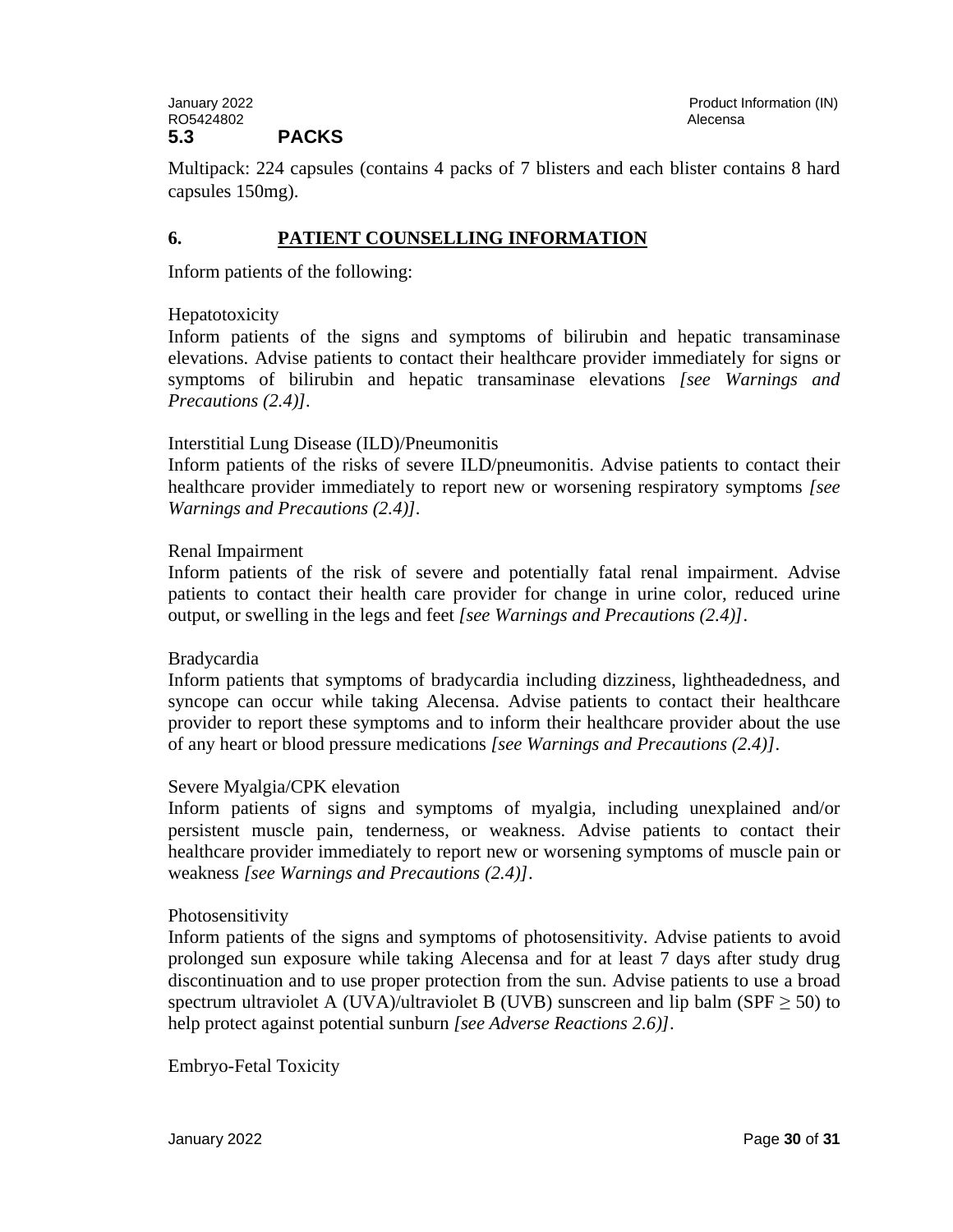## 5.3 PACKS

Multipack: 224 capsules (contains 4 packs of 7 blisters and each blister contains 8 hard capsules 150mg).

## 6. PATIENT COUNSELLING INFORMATION

Inform patients of the following:

Hepatotoxicity
Inform patients of the signs and symptoms of bilirubin and hepatic transaminase elevations. Advise patients to contact their healthcare provider immediately for signs or symptoms of bilirubin and hepatic transaminase elevations *[see Warnings and Precautions (2.4)]*.

Interstitial Lung Disease (ILD)/Pneumonitis
Inform patients of the risks of severe ILD/pneumonitis. Advise patients to contact their healthcare provider immediately to report new or worsening respiratory symptoms *[see Warnings and Precautions (2.4)]*.

Renal Impairment
Inform patients of the risk of severe and potentially fatal renal impairment. Advise patients to contact their health care provider for change in urine color, reduced urine output, or swelling in the legs and feet *[see Warnings and Precautions (2.4)]*.

Bradycardia
Inform patients that symptoms of bradycardia including dizziness, lightheadedness, and syncope can occur while taking Alecensa. Advise patients to contact their healthcare provider to report these symptoms and to inform their healthcare provider about the use of any heart or blood pressure medications *[see Warnings and Precautions (2.4)]*.

Severe Myalgia/CPK elevation
Inform patients of signs and symptoms of myalgia, including unexplained and/or persistent muscle pain, tenderness, or weakness. Advise patients to contact their healthcare provider immediately to report new or worsening symptoms of muscle pain or weakness *[see Warnings and Precautions (2.4)]*.

Photosensitivity
Inform patients of the signs and symptoms of photosensitivity. Advise patients to avoid prolonged sun exposure while taking Alecensa and for at least 7 days after study drug discontinuation and to use proper protection from the sun. Advise patients to use a broad spectrum ultraviolet A (UVA)/ultraviolet B (UVB) sunscreen and lip balm (SPF $\geq$ 50) to help protect against potential sunburn *[see Adverse Reactions 2.6)]*.

Embryo-Fetal Toxicity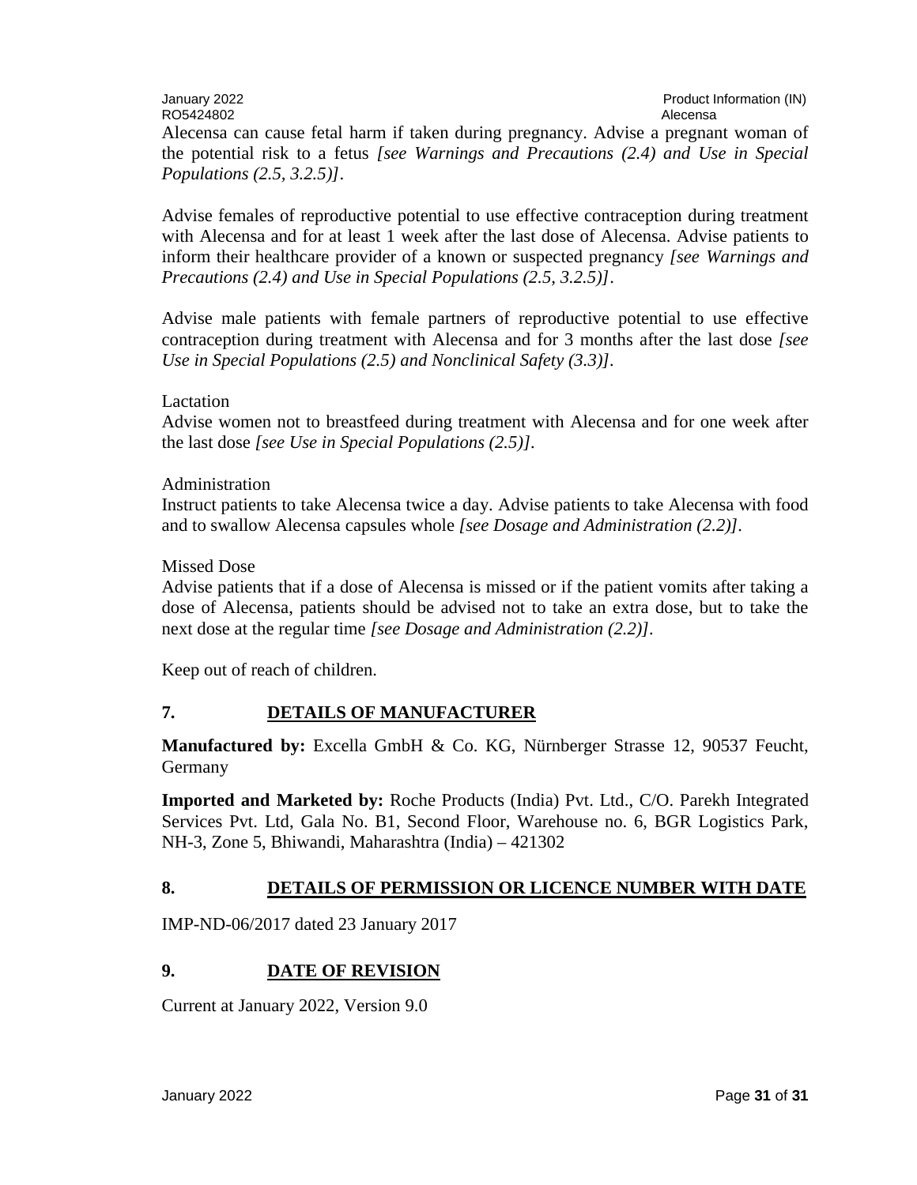Alecensa can cause fetal harm if taken during pregnancy. Advise a pregnant woman of the potential risk to a fetus *[see Warnings and Precautions (2.4) and Use in Special Populations (2.5, 3.2.5)]*.

Advise females of reproductive potential to use effective contraception during treatment with Alecensa and for at least 1 week after the last dose of Alecensa. Advise patients to inform their healthcare provider of a known or suspected pregnancy *[see Warnings and Precautions (2.4) and Use in Special Populations (2.5, 3.2.5)]*.

Advise male patients with female partners of reproductive potential to use effective contraception during treatment with Alecensa and for 3 months after the last dose *[see Use in Special Populations (2.5) and Nonclinical Safety (3.3)]*.

Lactation

Advise women not to breastfeed during treatment with Alecensa and for one week after the last dose *[see Use in Special Populations (2.5)]*.

Administration

Instruct patients to take Alecensa twice a day. Advise patients to take Alecensa with food and to swallow Alecensa capsules whole *[see Dosage and Administration (2.2)]*.

Missed Dose

Advise patients that if a dose of Alecensa is missed or if the patient vomits after taking a dose of Alecensa, patients should be advised not to take an extra dose, but to take the next dose at the regular time *[see Dosage and Administration (2.2)]*.

Keep out of reach of children.

## 7. DETAILS OF MANUFACTURER

**Manufactured by:** Excella GmbH & Co. KG, Nürnberger Strasse 12, 90537 Feucht, Germany

**Imported and Marketed by:** Roche Products (India) Pvt. Ltd., C/O. Parekh Integrated Services Pvt. Ltd, Gala No. B1, Second Floor, Warehouse no. 6, BGR Logistics Park, NH-3, Zone 5, Bhiwandi, Maharashtra (India) – 421302

## 8. DETAILS OF PERMISSION OR LICENCE NUMBER WITH DATE

IMP-ND-06/2017 dated 23 January 2017

## 9. DATE OF REVISION

Current at January 2022, Version 9.0